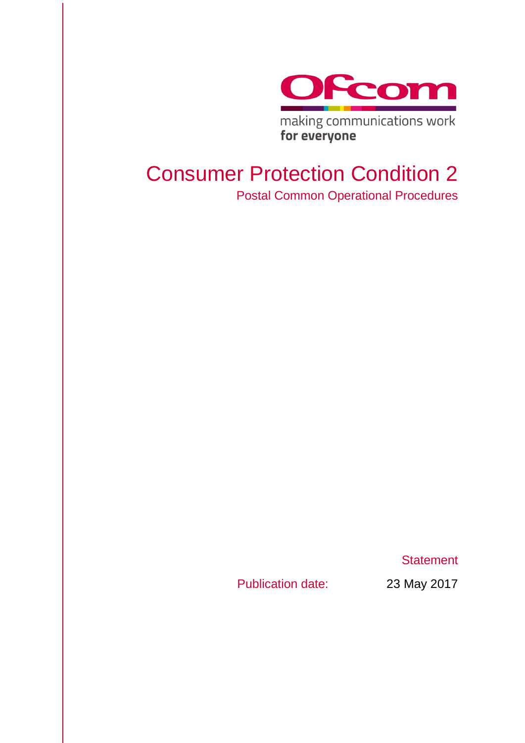Ofcom

making communications work
**for everyone**

# Consumer Protection Condition 2

## Postal Common Operational Procedures

Statement

Publication date: 23 May 2017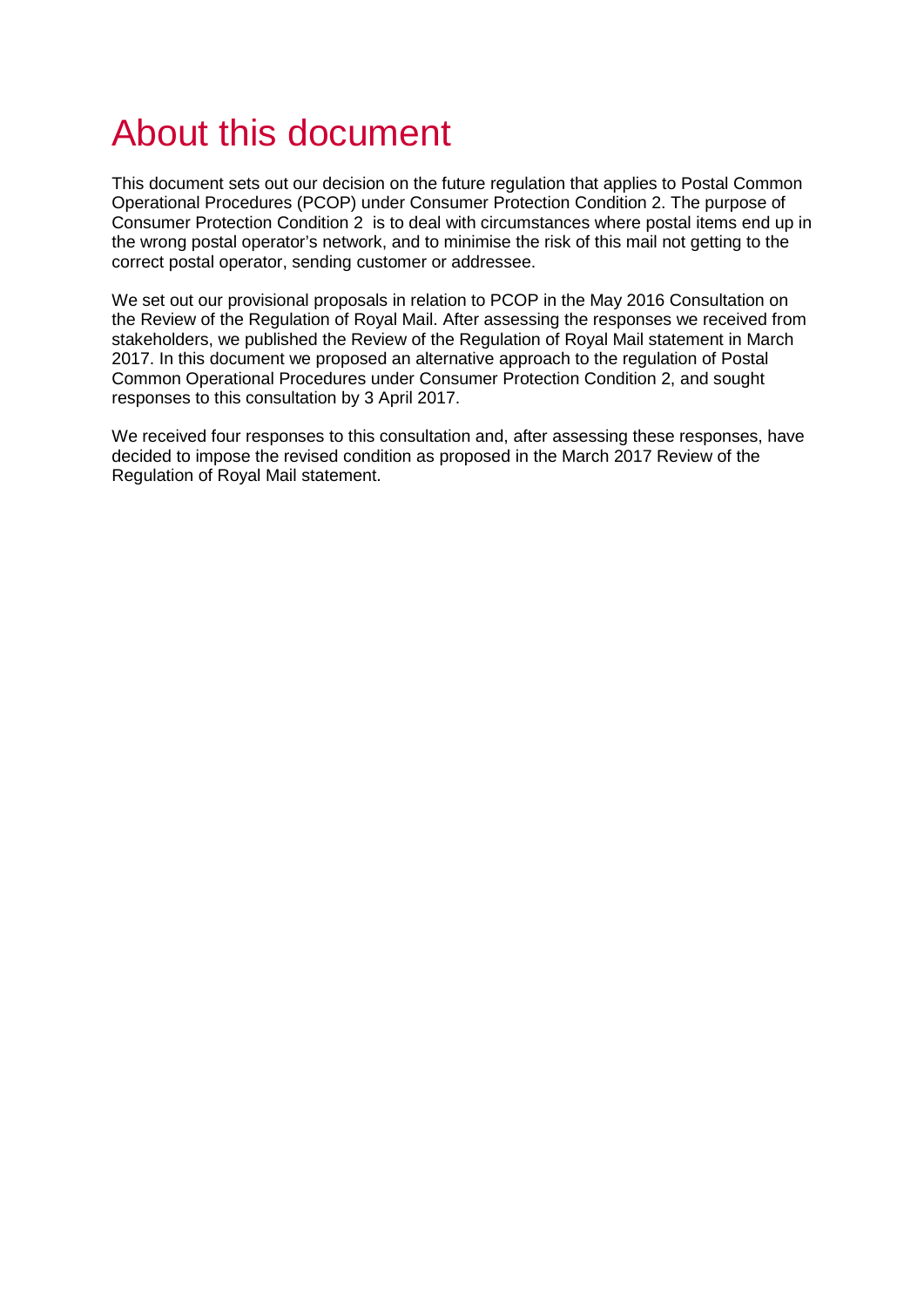# About this document

This document sets out our decision on the future regulation that applies to Postal Common Operational Procedures (PCOP) under Consumer Protection Condition 2. The purpose of Consumer Protection Condition 2 is to deal with circumstances where postal items end up in the wrong postal operator's network, and to minimise the risk of this mail not getting to the correct postal operator, sending customer or addressee.

We set out our provisional proposals in relation to PCOP in the May 2016 Consultation on the Review of the Regulation of Royal Mail. After assessing the responses we received from stakeholders, we published the Review of the Regulation of Royal Mail statement in March 2017. In this document we proposed an alternative approach to the regulation of Postal Common Operational Procedures under Consumer Protection Condition 2, and sought responses to this consultation by 3 April 2017.

We received four responses to this consultation and, after assessing these responses, have decided to impose the revised condition as proposed in the March 2017 Review of the Regulation of Royal Mail statement.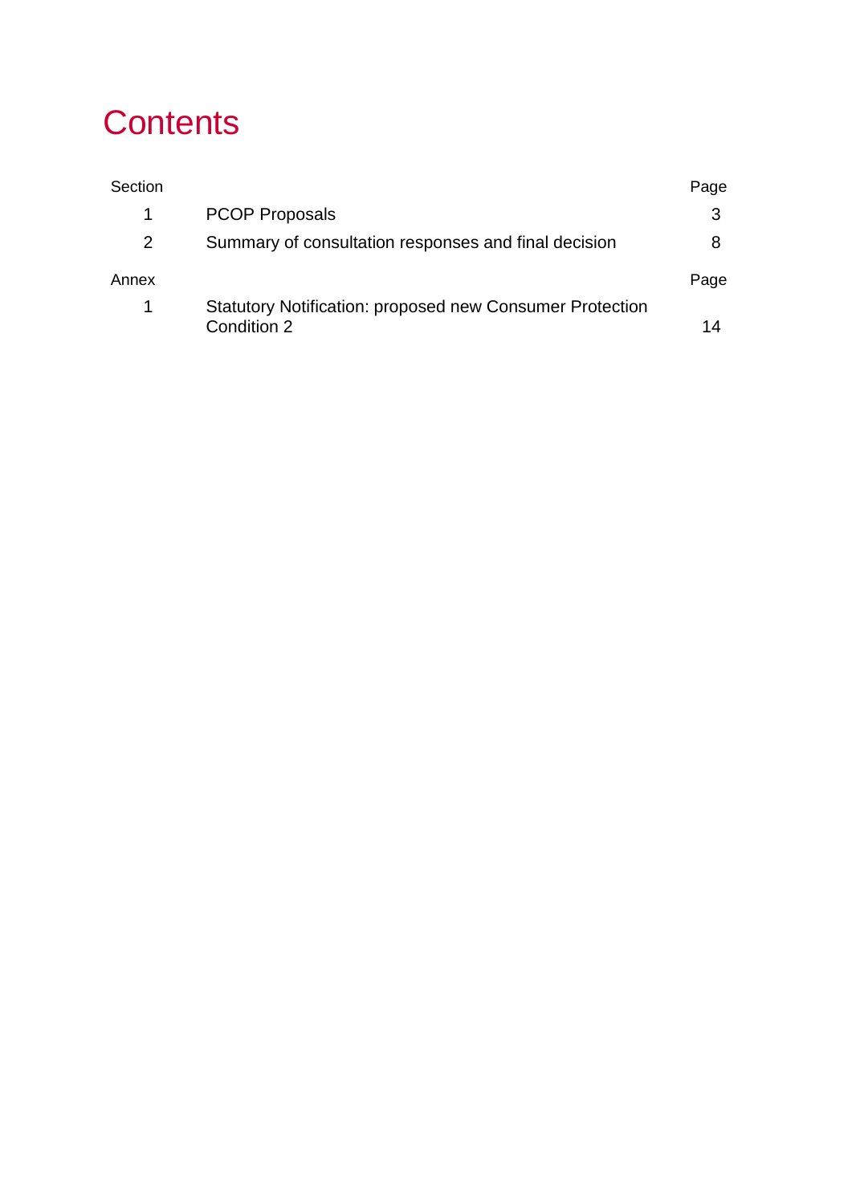# Contents

| Section | | Page |
|---|---|---|
| 1 | PCOP Proposals | 3 |
| 2 | Summary of consultation responses and final decision | 8 |

| Annex | | Page |
|---|---|---|
| 1 | Statutory Notification: proposed new Consumer Protection Condition 2 | 14 |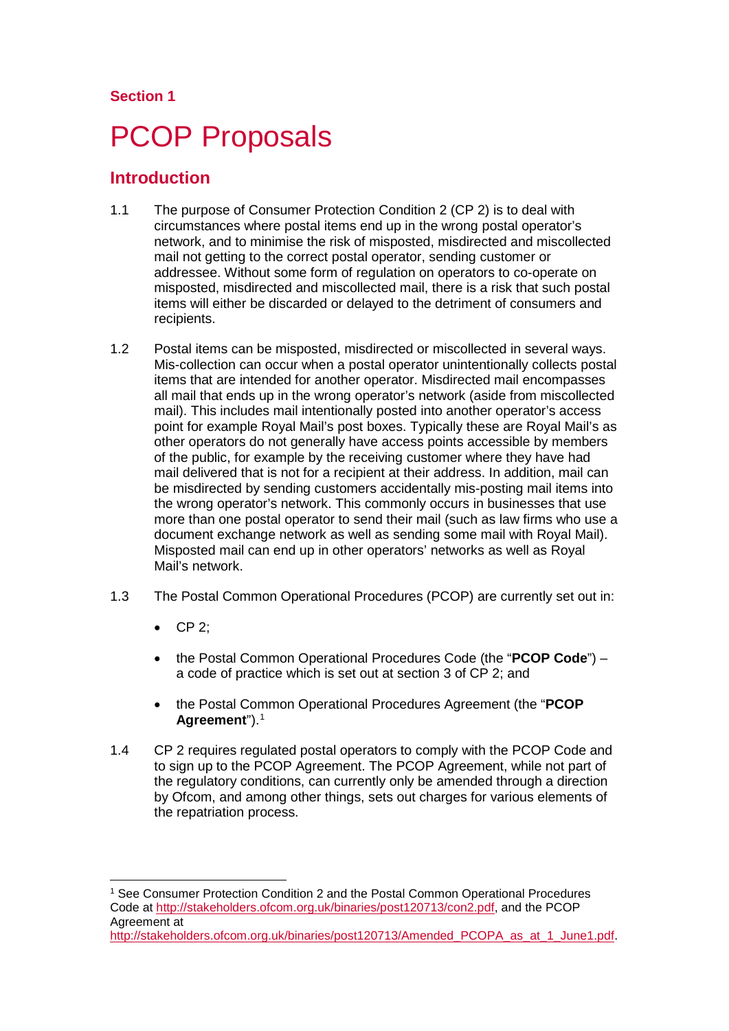Section 1

# PCOP Proposals

## Introduction

1.1 The purpose of Consumer Protection Condition 2 (CP 2) is to deal with circumstances where postal items end up in the wrong postal operator's network, and to minimise the risk of misposted, misdirected and miscollected mail not getting to the correct postal operator, sending customer or addressee. Without some form of regulation on operators to co-operate on misposted, misdirected and miscollected mail, there is a risk that such postal items will either be discarded or delayed to the detriment of consumers and recipients.

1.2 Postal items can be misposted, misdirected or miscollected in several ways. Mis-collection can occur when a postal operator unintentionally collects postal items that are intended for another operator. Misdirected mail encompasses all mail that ends up in the wrong operator's network (aside from miscollected mail). This includes mail intentionally posted into another operator's access point for example Royal Mail's post boxes. Typically these are Royal Mail's as other operators do not generally have access points accessible by members of the public, for example by the receiving customer where they have had mail delivered that is not for a recipient at their address. In addition, mail can be misdirected by sending customers accidentally mis-posting mail items into the wrong operator's network. This commonly occurs in businesses that use more than one postal operator to send their mail (such as law firms who use a document exchange network as well as sending some mail with Royal Mail). Misposted mail can end up in other operators' networks as well as Royal Mail's network.

1.3 The Postal Common Operational Procedures (PCOP) are currently set out in:

- CP 2;
- the Postal Common Operational Procedures Code (the "**PCOP Code**") – a code of practice which is set out at section 3 of CP 2; and
- the Postal Common Operational Procedures Agreement (the "**PCOP Agreement**").[1]

1.4 CP 2 requires regulated postal operators to comply with the PCOP Code and to sign up to the PCOP Agreement. The PCOP Agreement, while not part of the regulatory conditions, can currently only be amended through a direction by Ofcom, and among other things, sets out charges for various elements of the repatriation process.

---

[1] See Consumer Protection Condition 2 and the Postal Common Operational Procedures Code at http://stakeholders.ofcom.org.uk/binaries/post120713/con2.pdf, and the PCOP Agreement at http://stakeholders.ofcom.org.uk/binaries/post120713/Amended_PCOPA_as_at_1_June1.pdf.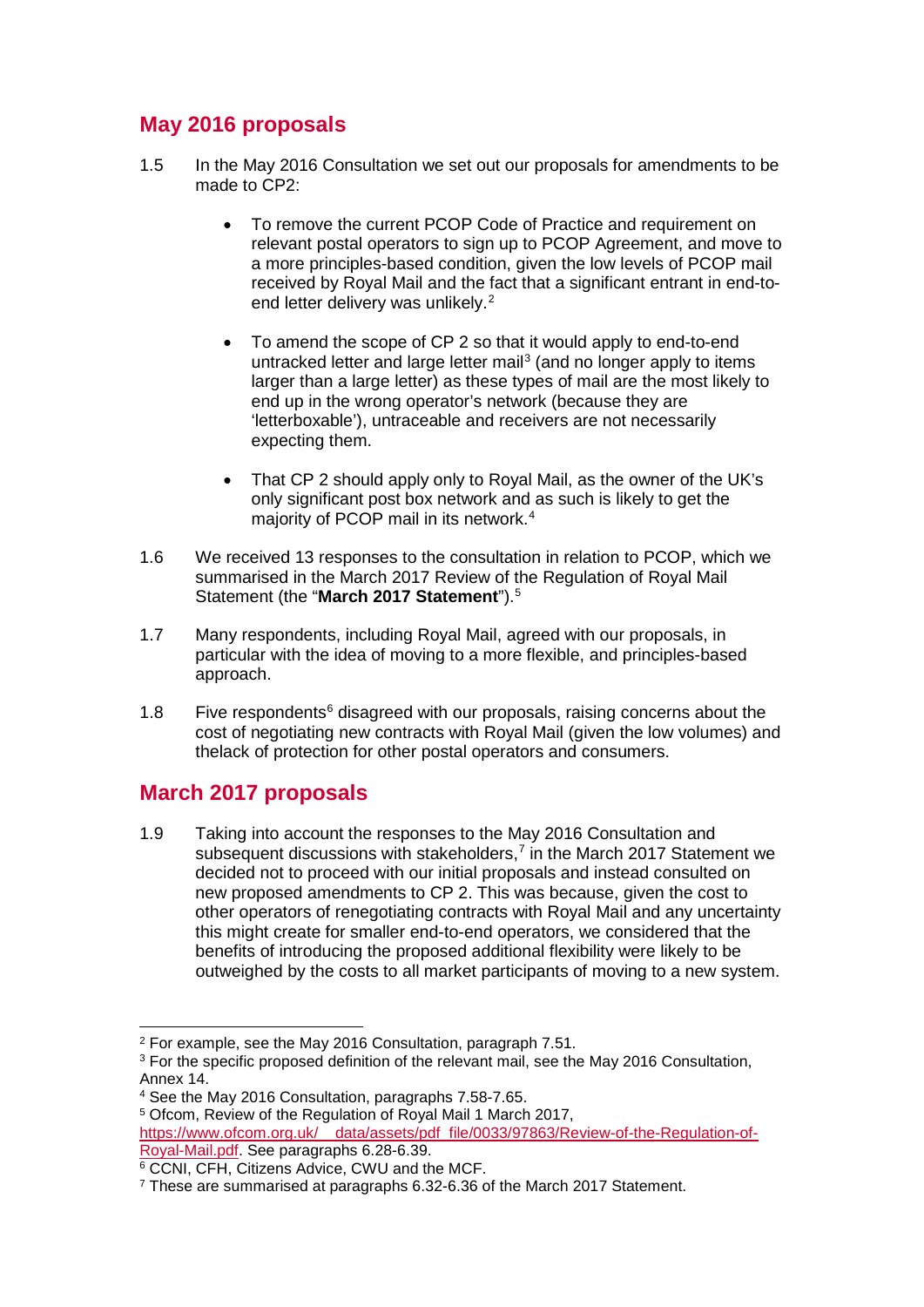## May 2016 proposals

1.5 In the May 2016 Consultation we set out our proposals for amendments to be made to CP2:

- To remove the current PCOP Code of Practice and requirement on relevant postal operators to sign up to PCOP Agreement, and move to a more principles-based condition, given the low levels of PCOP mail received by Royal Mail and the fact that a significant entrant in end-to-end letter delivery was unlikely.[2]
- To amend the scope of CP 2 so that it would apply to end-to-end untracked letter and large letter mail[3] (and no longer apply to items larger than a large letter) as these types of mail are the most likely to end up in the wrong operator's network (because they are 'letterboxable'), untraceable and receivers are not necessarily expecting them.
- That CP 2 should apply only to Royal Mail, as the owner of the UK's only significant post box network and as such is likely to get the majority of PCOP mail in its network.[4]

1.6 We received 13 responses to the consultation in relation to PCOP, which we summarised in the March 2017 Review of the Regulation of Royal Mail Statement (the "**March 2017 Statement**").[5]

1.7 Many respondents, including Royal Mail, agreed with our proposals, in particular with the idea of moving to a more flexible, and principles-based approach.

1.8 Five respondents[6] disagreed with our proposals, raising concerns about the cost of negotiating new contracts with Royal Mail (given the low volumes) and thelack of protection for other postal operators and consumers.

## March 2017 proposals

1.9 Taking into account the responses to the May 2016 Consultation and subsequent discussions with stakeholders,[7] in the March 2017 Statement we decided not to proceed with our initial proposals and instead consulted on new proposed amendments to CP 2. This was because, given the cost to other operators of renegotiating contracts with Royal Mail and any uncertainty this might create for smaller end-to-end operators, we considered that the benefits of introducing the proposed additional flexibility were likely to be outweighed by the costs to all market participants of moving to a new system.

---

[2] For example, see the May 2016 Consultation, paragraph 7.51.

[3] For the specific proposed definition of the relevant mail, see the May 2016 Consultation, Annex 14.

[4] See the May 2016 Consultation, paragraphs 7.58-7.65.

[5] Ofcom, Review of the Regulation of Royal Mail 1 March 2017, https://www.ofcom.org.uk/__data/assets/pdf_file/0033/97863/Review-of-the-Regulation-of-Royal-Mail.pdf. See paragraphs 6.28-6.39.

[6] CCNI, CFH, Citizens Advice, CWU and the MCF.

[7] These are summarised at paragraphs 6.32-6.36 of the March 2017 Statement.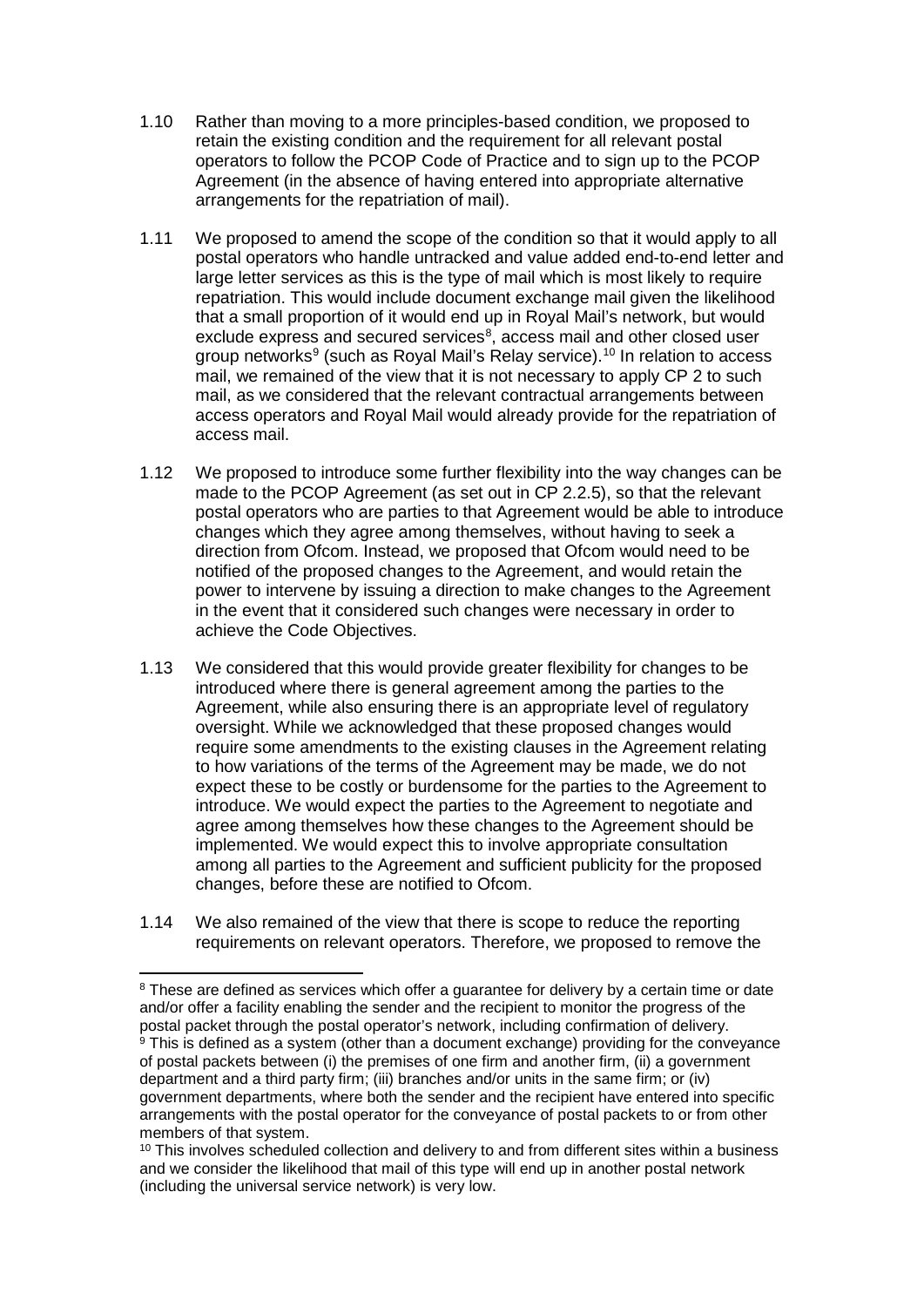1.10 Rather than moving to a more principles-based condition, we proposed to retain the existing condition and the requirement for all relevant postal operators to follow the PCOP Code of Practice and to sign up to the PCOP Agreement (in the absence of having entered into appropriate alternative arrangements for the repatriation of mail).

1.11 We proposed to amend the scope of the condition so that it would apply to all postal operators who handle untracked and value added end-to-end letter and large letter services as this is the type of mail which is most likely to require repatriation. This would include document exchange mail given the likelihood that a small proportion of it would end up in Royal Mail's network, but would exclude express and secured services[8], access mail and other closed user group networks[9] (such as Royal Mail's Relay service).[10] In relation to access mail, we remained of the view that it is not necessary to apply CP 2 to such mail, as we considered that the relevant contractual arrangements between access operators and Royal Mail would already provide for the repatriation of access mail.

1.12 We proposed to introduce some further flexibility into the way changes can be made to the PCOP Agreement (as set out in CP 2.2.5), so that the relevant postal operators who are parties to that Agreement would be able to introduce changes which they agree among themselves, without having to seek a direction from Ofcom. Instead, we proposed that Ofcom would need to be notified of the proposed changes to the Agreement, and would retain the power to intervene by issuing a direction to make changes to the Agreement in the event that it considered such changes were necessary in order to achieve the Code Objectives.

1.13 We considered that this would provide greater flexibility for changes to be introduced where there is general agreement among the parties to the Agreement, while also ensuring there is an appropriate level of regulatory oversight. While we acknowledged that these proposed changes would require some amendments to the existing clauses in the Agreement relating to how variations of the terms of the Agreement may be made, we do not expect these to be costly or burdensome for the parties to the Agreement to introduce. We would expect the parties to the Agreement to negotiate and agree among themselves how these changes to the Agreement should be implemented. We would expect this to involve appropriate consultation among all parties to the Agreement and sufficient publicity for the proposed changes, before these are notified to Ofcom.

1.14 We also remained of the view that there is scope to reduce the reporting requirements on relevant operators. Therefore, we proposed to remove the

---

[8] These are defined as services which offer a guarantee for delivery by a certain time or date and/or offer a facility enabling the sender and the recipient to monitor the progress of the postal packet through the postal operator's network, including confirmation of delivery.

[9] This is defined as a system (other than a document exchange) providing for the conveyance of postal packets between (i) the premises of one firm and another firm, (ii) a government department and a third party firm; (iii) branches and/or units in the same firm; or (iv) government departments, where both the sender and the recipient have entered into specific arrangements with the postal operator for the conveyance of postal packets to or from other members of that system.

[10] This involves scheduled collection and delivery to and from different sites within a business and we consider the likelihood that mail of this type will end up in another postal network (including the universal service network) is very low.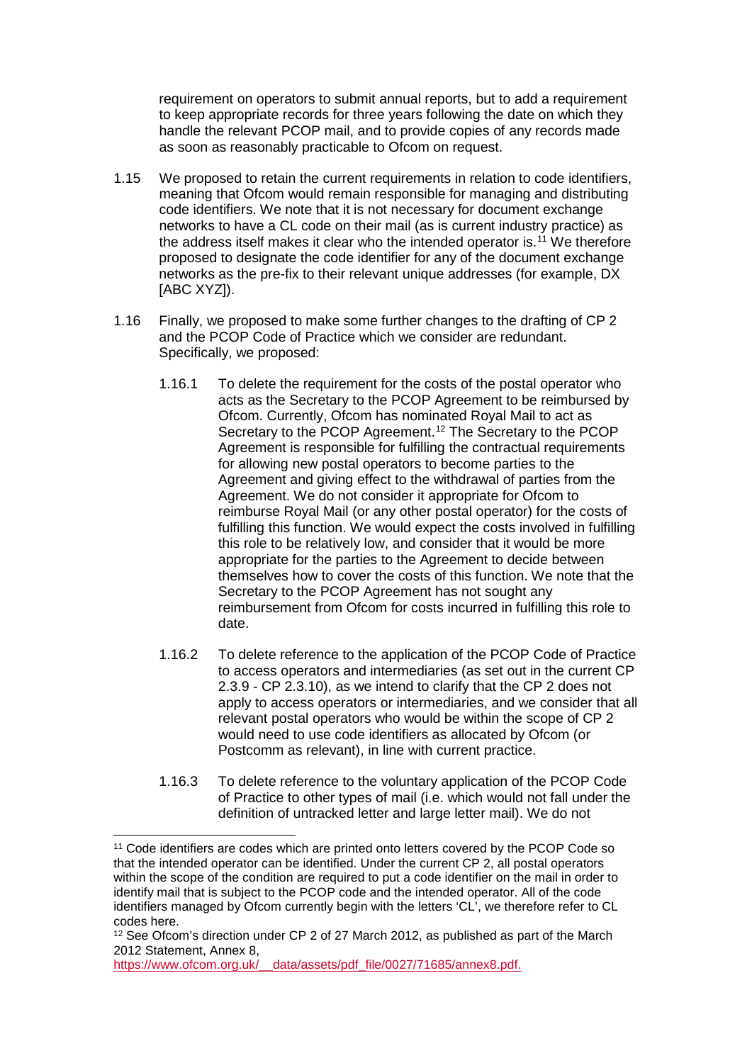requirement on operators to submit annual reports, but to add a requirement to keep appropriate records for three years following the date on which they handle the relevant PCOP mail, and to provide copies of any records made as soon as reasonably practicable to Ofcom on request.

1.15 We proposed to retain the current requirements in relation to code identifiers, meaning that Ofcom would remain responsible for managing and distributing code identifiers. We note that it is not necessary for document exchange networks to have a CL code on their mail (as is current industry practice) as the address itself makes it clear who the intended operator is.[11] We therefore proposed to designate the code identifier for any of the document exchange networks as the pre-fix to their relevant unique addresses (for example, DX [ABC XYZ]).

1.16 Finally, we proposed to make some further changes to the drafting of CP 2 and the PCOP Code of Practice which we consider are redundant. Specifically, we proposed:

1.16.1 To delete the requirement for the costs of the postal operator who acts as the Secretary to the PCOP Agreement to be reimbursed by Ofcom. Currently, Ofcom has nominated Royal Mail to act as Secretary to the PCOP Agreement.[12] The Secretary to the PCOP Agreement is responsible for fulfilling the contractual requirements for allowing new postal operators to become parties to the Agreement and giving effect to the withdrawal of parties from the Agreement. We do not consider it appropriate for Ofcom to reimburse Royal Mail (or any other postal operator) for the costs of fulfilling this function. We would expect the costs involved in fulfilling this role to be relatively low, and consider that it would be more appropriate for the parties to the Agreement to decide between themselves how to cover the costs of this function. We note that the Secretary to the PCOP Agreement has not sought any reimbursement from Ofcom for costs incurred in fulfilling this role to date.

1.16.2 To delete reference to the application of the PCOP Code of Practice to access operators and intermediaries (as set out in the current CP 2.3.9 - CP 2.3.10), as we intend to clarify that the CP 2 does not apply to access operators or intermediaries, and we consider that all relevant postal operators who would be within the scope of CP 2 would need to use code identifiers as allocated by Ofcom (or Postcomm as relevant), in line with current practice.

1.16.3 To delete reference to the voluntary application of the PCOP Code of Practice to other types of mail (i.e. which would not fall under the definition of untracked letter and large letter mail). We do not

---

[11] Code identifiers are codes which are printed onto letters covered by the PCOP Code so that the intended operator can be identified. Under the current CP 2, all postal operators within the scope of the condition are required to put a code identifier on the mail in order to identify mail that is subject to the PCOP code and the intended operator. All of the code identifiers managed by Ofcom currently begin with the letters 'CL', we therefore refer to CL codes here.

[12] See Ofcom's direction under CP 2 of 27 March 2012, as published as part of the March 2012 Statement, Annex 8, https://www.ofcom.org.uk/__data/assets/pdf_file/0027/71685/annex8.pdf.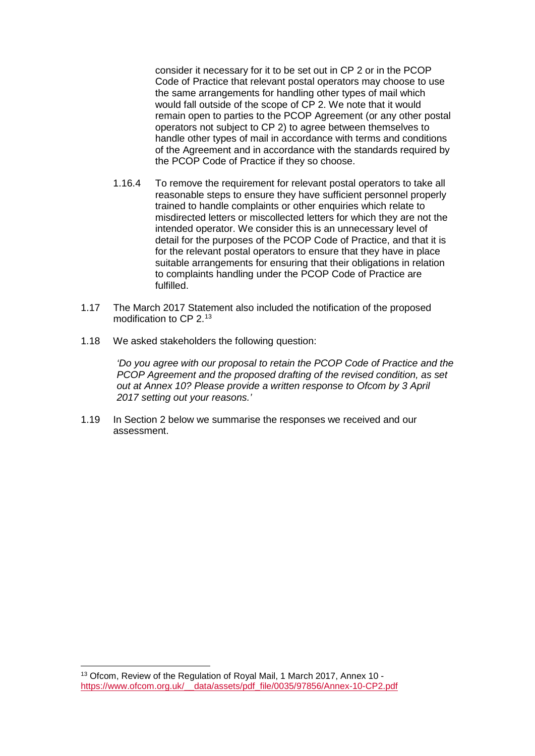consider it necessary for it to be set out in CP 2 or in the PCOP Code of Practice that relevant postal operators may choose to use the same arrangements for handling other types of mail which would fall outside of the scope of CP 2. We note that it would remain open to parties to the PCOP Agreement (or any other postal operators not subject to CP 2) to agree between themselves to handle other types of mail in accordance with terms and conditions of the Agreement and in accordance with the standards required by the PCOP Code of Practice if they so choose.

1.16.4 To remove the requirement for relevant postal operators to take all reasonable steps to ensure they have sufficient personnel properly trained to handle complaints or other enquiries which relate to misdirected letters or miscollected letters for which they are not the intended operator. We consider this is an unnecessary level of detail for the purposes of the PCOP Code of Practice, and that it is for the relevant postal operators to ensure that they have in place suitable arrangements for ensuring that their obligations in relation to complaints handling under the PCOP Code of Practice are fulfilled.

1.17 The March 2017 Statement also included the notification of the proposed modification to CP 2.[13]

1.18 We asked stakeholders the following question:

*'Do you agree with our proposal to retain the PCOP Code of Practice and the PCOP Agreement and the proposed drafting of the revised condition, as set out at Annex 10? Please provide a written response to Ofcom by 3 April 2017 setting out your reasons.'*

1.19 In Section 2 below we summarise the responses we received and our assessment.

[13] Ofcom, Review of the Regulation of Royal Mail, 1 March 2017, Annex 10 - https://www.ofcom.org.uk/__data/assets/pdf_file/0035/97856/Annex-10-CP2.pdf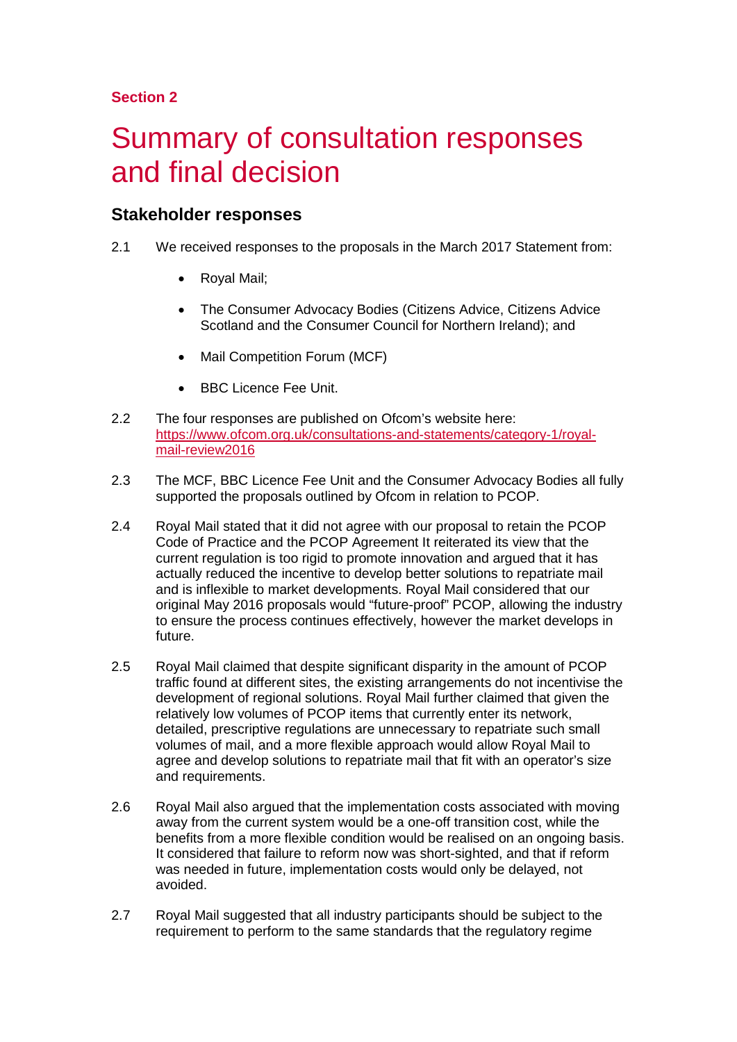**Section 2**

# Summary of consultation responses and final decision

## Stakeholder responses

2.1 We received responses to the proposals in the March 2017 Statement from:

- Royal Mail;
- The Consumer Advocacy Bodies (Citizens Advice, Citizens Advice Scotland and the Consumer Council for Northern Ireland); and
- Mail Competition Forum (MCF)
- BBC Licence Fee Unit.

2.2 The four responses are published on Ofcom's website here: [https://www.ofcom.org.uk/consultations-and-statements/category-1/royal-mail-review2016](https://www.ofcom.org.uk/consultations-and-statements/category-1/royal-mail-review2016)

2.3 The MCF, BBC Licence Fee Unit and the Consumer Advocacy Bodies all fully supported the proposals outlined by Ofcom in relation to PCOP.

2.4 Royal Mail stated that it did not agree with our proposal to retain the PCOP Code of Practice and the PCOP Agreement It reiterated its view that the current regulation is too rigid to promote innovation and argued that it has actually reduced the incentive to develop better solutions to repatriate mail and is inflexible to market developments. Royal Mail considered that our original May 2016 proposals would "future-proof" PCOP, allowing the industry to ensure the process continues effectively, however the market develops in future.

2.5 Royal Mail claimed that despite significant disparity in the amount of PCOP traffic found at different sites, the existing arrangements do not incentivise the development of regional solutions. Royal Mail further claimed that given the relatively low volumes of PCOP items that currently enter its network, detailed, prescriptive regulations are unnecessary to repatriate such small volumes of mail, and a more flexible approach would allow Royal Mail to agree and develop solutions to repatriate mail that fit with an operator's size and requirements.

2.6 Royal Mail also argued that the implementation costs associated with moving away from the current system would be a one-off transition cost, while the benefits from a more flexible condition would be realised on an ongoing basis. It considered that failure to reform now was short-sighted, and that if reform was needed in future, implementation costs would only be delayed, not avoided.

2.7 Royal Mail suggested that all industry participants should be subject to the requirement to perform to the same standards that the regulatory regime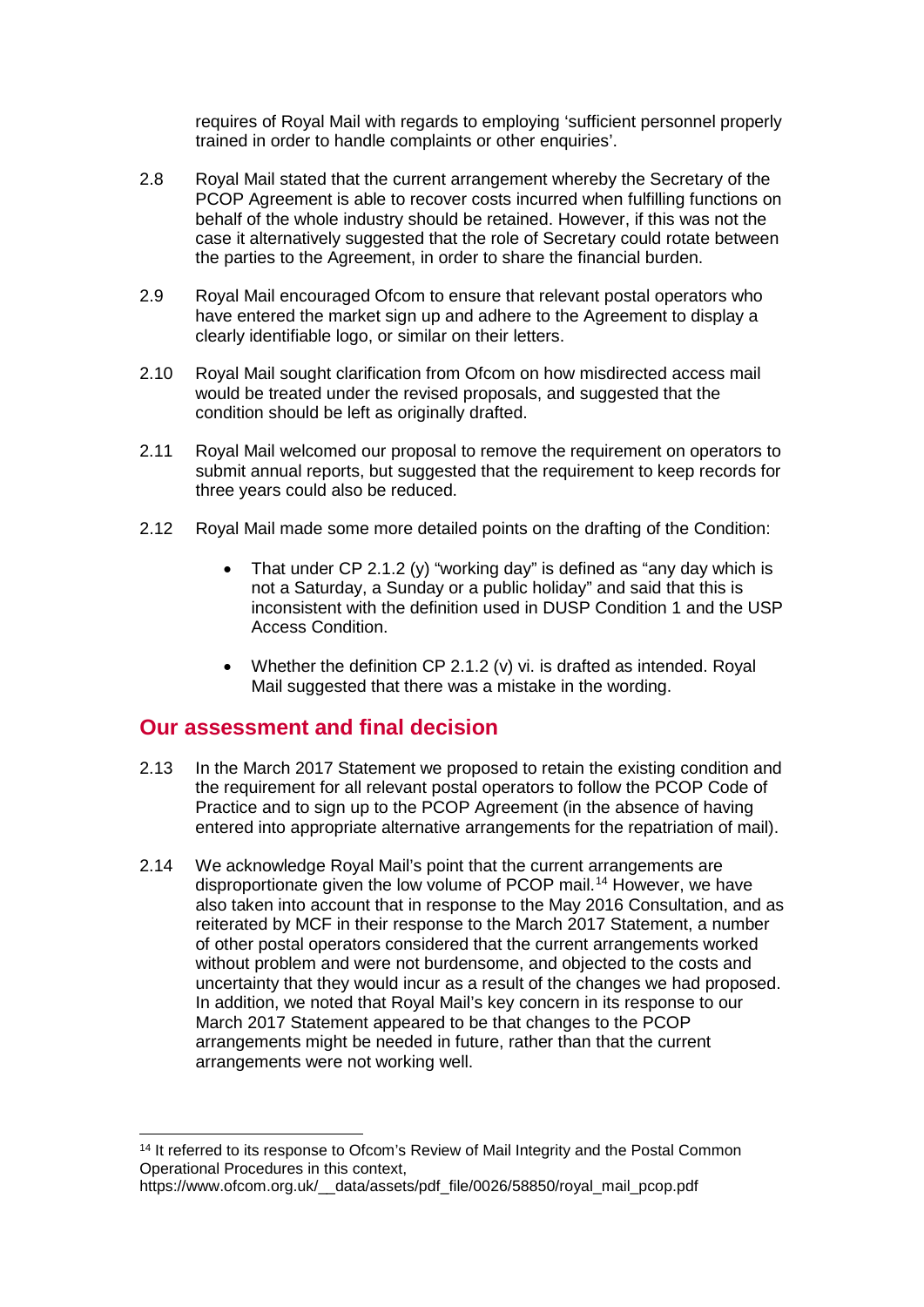requires of Royal Mail with regards to employing 'sufficient personnel properly trained in order to handle complaints or other enquiries'.

2.8 Royal Mail stated that the current arrangement whereby the Secretary of the PCOP Agreement is able to recover costs incurred when fulfilling functions on behalf of the whole industry should be retained. However, if this was not the case it alternatively suggested that the role of Secretary could rotate between the parties to the Agreement, in order to share the financial burden.

2.9 Royal Mail encouraged Ofcom to ensure that relevant postal operators who have entered the market sign up and adhere to the Agreement to display a clearly identifiable logo, or similar on their letters.

2.10 Royal Mail sought clarification from Ofcom on how misdirected access mail would be treated under the revised proposals, and suggested that the condition should be left as originally drafted.

2.11 Royal Mail welcomed our proposal to remove the requirement on operators to submit annual reports, but suggested that the requirement to keep records for three years could also be reduced.

2.12 Royal Mail made some more detailed points on the drafting of the Condition:

- That under CP 2.1.2 (y) "working day" is defined as "any day which is not a Saturday, a Sunday or a public holiday" and said that this is inconsistent with the definition used in DUSP Condition 1 and the USP Access Condition.
- Whether the definition CP 2.1.2 (v) vi. is drafted as intended. Royal Mail suggested that there was a mistake in the wording.

## Our assessment and final decision

2.13 In the March 2017 Statement we proposed to retain the existing condition and the requirement for all relevant postal operators to follow the PCOP Code of Practice and to sign up to the PCOP Agreement (in the absence of having entered into appropriate alternative arrangements for the repatriation of mail).

2.14 We acknowledge Royal Mail's point that the current arrangements are disproportionate given the low volume of PCOP mail.[14] However, we have also taken into account that in response to the May 2016 Consultation, and as reiterated by MCF in their response to the March 2017 Statement, a number of other postal operators considered that the current arrangements worked without problem and were not burdensome, and objected to the costs and uncertainty that they would incur as a result of the changes we had proposed. In addition, we noted that Royal Mail's key concern in its response to our March 2017 Statement appeared to be that changes to the PCOP arrangements might be needed in future, rather than that the current arrangements were not working well.

[14] It referred to its response to Ofcom's Review of Mail Integrity and the Postal Common Operational Procedures in this context, https://www.ofcom.org.uk/__data/assets/pdf_file/0026/58850/royal_mail_pcop.pdf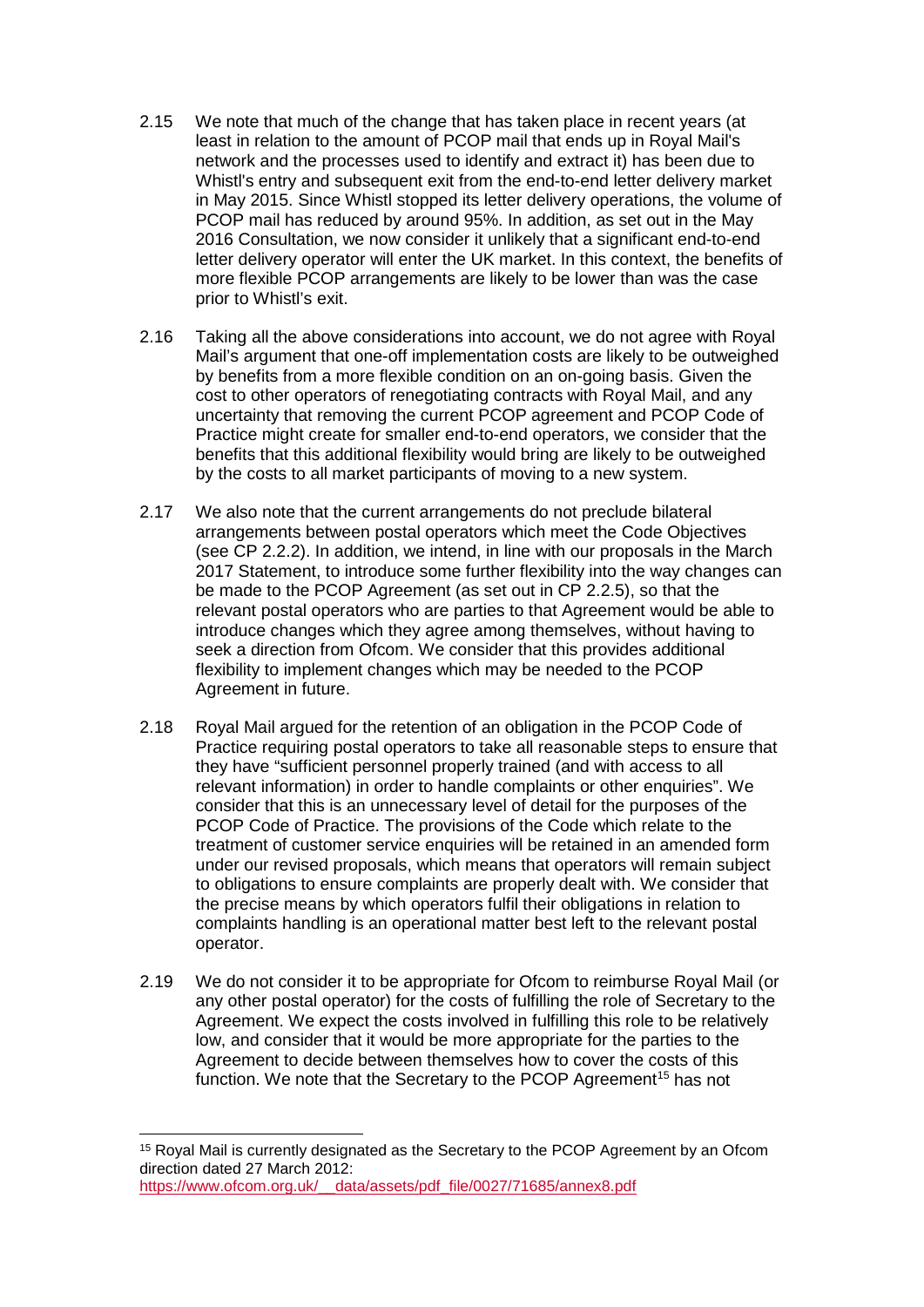2.15 We note that much of the change that has taken place in recent years (at least in relation to the amount of PCOP mail that ends up in Royal Mail's network and the processes used to identify and extract it) has been due to Whistl's entry and subsequent exit from the end-to-end letter delivery market in May 2015. Since Whistl stopped its letter delivery operations, the volume of PCOP mail has reduced by around 95%. In addition, as set out in the May 2016 Consultation, we now consider it unlikely that a significant end-to-end letter delivery operator will enter the UK market. In this context, the benefits of more flexible PCOP arrangements are likely to be lower than was the case prior to Whistl's exit.

2.16 Taking all the above considerations into account, we do not agree with Royal Mail's argument that one-off implementation costs are likely to be outweighed by benefits from a more flexible condition on an on-going basis. Given the cost to other operators of renegotiating contracts with Royal Mail, and any uncertainty that removing the current PCOP agreement and PCOP Code of Practice might create for smaller end-to-end operators, we consider that the benefits that this additional flexibility would bring are likely to be outweighed by the costs to all market participants of moving to a new system.

2.17 We also note that the current arrangements do not preclude bilateral arrangements between postal operators which meet the Code Objectives (see CP 2.2.2). In addition, we intend, in line with our proposals in the March 2017 Statement, to introduce some further flexibility into the way changes can be made to the PCOP Agreement (as set out in CP 2.2.5), so that the relevant postal operators who are parties to that Agreement would be able to introduce changes which they agree among themselves, without having to seek a direction from Ofcom. We consider that this provides additional flexibility to implement changes which may be needed to the PCOP Agreement in future.

2.18 Royal Mail argued for the retention of an obligation in the PCOP Code of Practice requiring postal operators to take all reasonable steps to ensure that they have "sufficient personnel properly trained (and with access to all relevant information) in order to handle complaints or other enquiries". We consider that this is an unnecessary level of detail for the purposes of the PCOP Code of Practice. The provisions of the Code which relate to the treatment of customer service enquiries will be retained in an amended form under our revised proposals, which means that operators will remain subject to obligations to ensure complaints are properly dealt with. We consider that the precise means by which operators fulfil their obligations in relation to complaints handling is an operational matter best left to the relevant postal operator.

2.19 We do not consider it to be appropriate for Ofcom to reimburse Royal Mail (or any other postal operator) for the costs of fulfilling the role of Secretary to the Agreement. We expect the costs involved in fulfilling this role to be relatively low, and consider that it would be more appropriate for the parties to the Agreement to decide between themselves how to cover the costs of this function. We note that the Secretary to the PCOP Agreement[15] has not

---

[15] Royal Mail is currently designated as the Secretary to the PCOP Agreement by an Ofcom direction dated 27 March 2012: https://www.ofcom.org.uk/__data/assets/pdf_file/0027/71685/annex8.pdf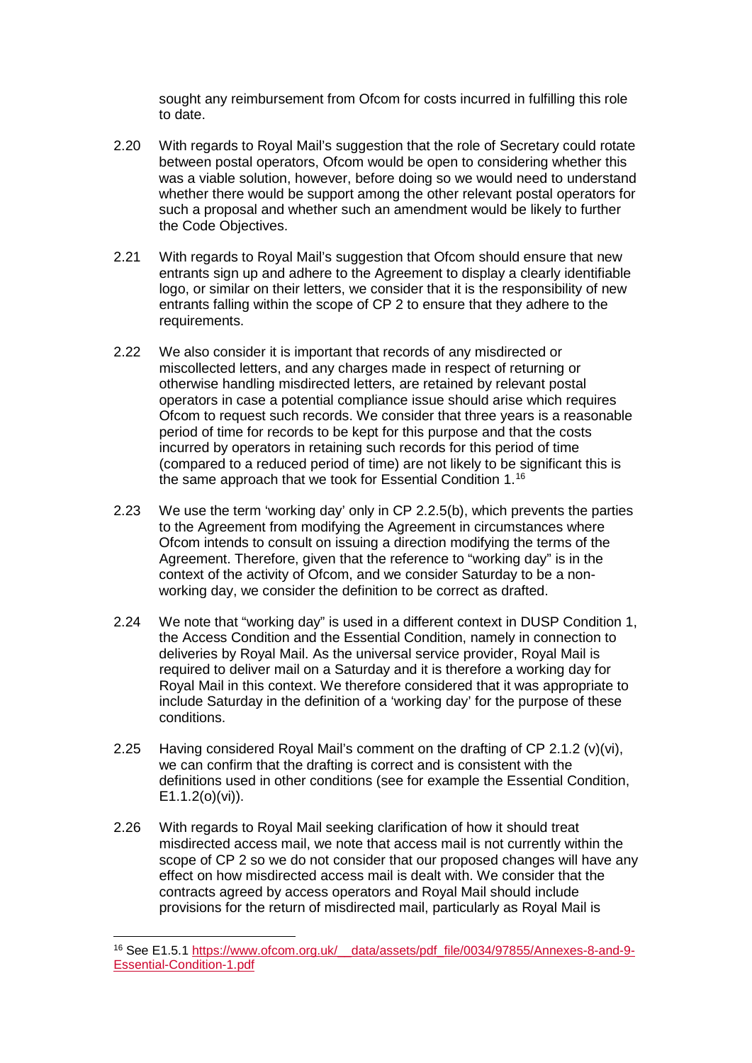sought any reimbursement from Ofcom for costs incurred in fulfilling this role to date.

2.20 With regards to Royal Mail's suggestion that the role of Secretary could rotate between postal operators, Ofcom would be open to considering whether this was a viable solution, however, before doing so we would need to understand whether there would be support among the other relevant postal operators for such a proposal and whether such an amendment would be likely to further the Code Objectives.

2.21 With regards to Royal Mail's suggestion that Ofcom should ensure that new entrants sign up and adhere to the Agreement to display a clearly identifiable logo, or similar on their letters, we consider that it is the responsibility of new entrants falling within the scope of CP 2 to ensure that they adhere to the requirements.

2.22 We also consider it is important that records of any misdirected or miscollected letters, and any charges made in respect of returning or otherwise handling misdirected letters, are retained by relevant postal operators in case a potential compliance issue should arise which requires Ofcom to request such records. We consider that three years is a reasonable period of time for records to be kept for this purpose and that the costs incurred by operators in retaining such records for this period of time (compared to a reduced period of time) are not likely to be significant this is the same approach that we took for Essential Condition 1.[16]

2.23 We use the term 'working day' only in CP 2.2.5(b), which prevents the parties to the Agreement from modifying the Agreement in circumstances where Ofcom intends to consult on issuing a direction modifying the terms of the Agreement. Therefore, given that the reference to "working day" is in the context of the activity of Ofcom, and we consider Saturday to be a non-working day, we consider the definition to be correct as drafted.

2.24 We note that "working day" is used in a different context in DUSP Condition 1, the Access Condition and the Essential Condition, namely in connection to deliveries by Royal Mail. As the universal service provider, Royal Mail is required to deliver mail on a Saturday and it is therefore a working day for Royal Mail in this context. We therefore considered that it was appropriate to include Saturday in the definition of a 'working day' for the purpose of these conditions.

2.25 Having considered Royal Mail's comment on the drafting of CP 2.1.2 (v)(vi), we can confirm that the drafting is correct and is consistent with the definitions used in other conditions (see for example the Essential Condition, E1.1.2(o)(vi)).

2.26 With regards to Royal Mail seeking clarification of how it should treat misdirected access mail, we note that access mail is not currently within the scope of CP 2 so we do not consider that our proposed changes will have any effect on how misdirected access mail is dealt with. We consider that the contracts agreed by access operators and Royal Mail should include provisions for the return of misdirected mail, particularly as Royal Mail is

[16] See E1.5.1 https://www.ofcom.org.uk/__data/assets/pdf_file/0034/97855/Annexes-8-and-9-Essential-Condition-1.pdf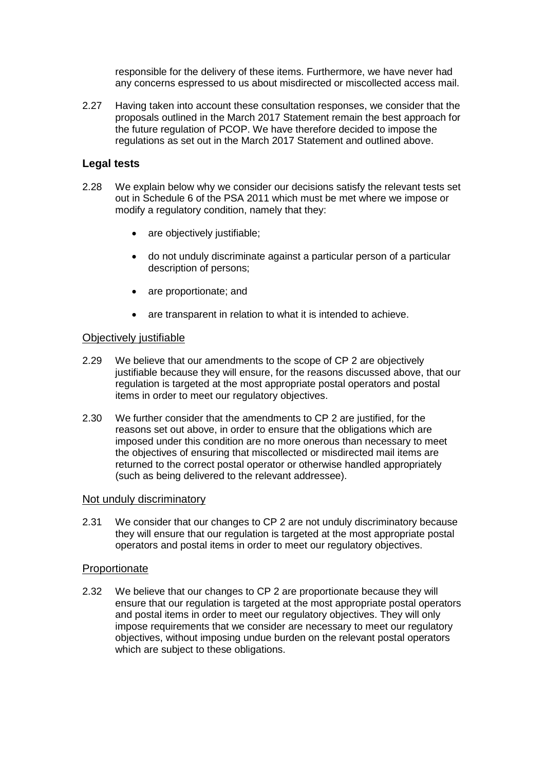responsible for the delivery of these items. Furthermore, we have never had any concerns espressed to us about misdirected or miscollected access mail.

2.27 Having taken into account these consultation responses, we consider that the proposals outlined in the March 2017 Statement remain the best approach for the future regulation of PCOP. We have therefore decided to impose the regulations as set out in the March 2017 Statement and outlined above.

### Legal tests

2.28 We explain below why we consider our decisions satisfy the relevant tests set out in Schedule 6 of the PSA 2011 which must be met where we impose or modify a regulatory condition, namely that they:

- are objectively justifiable;
- do not unduly discriminate against a particular person of a particular description of persons;
- are proportionate; and
- are transparent in relation to what it is intended to achieve.

#### Objectively justifiable

2.29 We believe that our amendments to the scope of CP 2 are objectively justifiable because they will ensure, for the reasons discussed above, that our regulation is targeted at the most appropriate postal operators and postal items in order to meet our regulatory objectives.

2.30 We further consider that the amendments to CP 2 are justified, for the reasons set out above, in order to ensure that the obligations which are imposed under this condition are no more onerous than necessary to meet the objectives of ensuring that miscollected or misdirected mail items are returned to the correct postal operator or otherwise handled appropriately (such as being delivered to the relevant addressee).

#### Not unduly discriminatory

2.31 We consider that our changes to CP 2 are not unduly discriminatory because they will ensure that our regulation is targeted at the most appropriate postal operators and postal items in order to meet our regulatory objectives.

#### Proportionate

2.32 We believe that our changes to CP 2 are proportionate because they will ensure that our regulation is targeted at the most appropriate postal operators and postal items in order to meet our regulatory objectives. They will only impose requirements that we consider are necessary to meet our regulatory objectives, without imposing undue burden on the relevant postal operators which are subject to these obligations.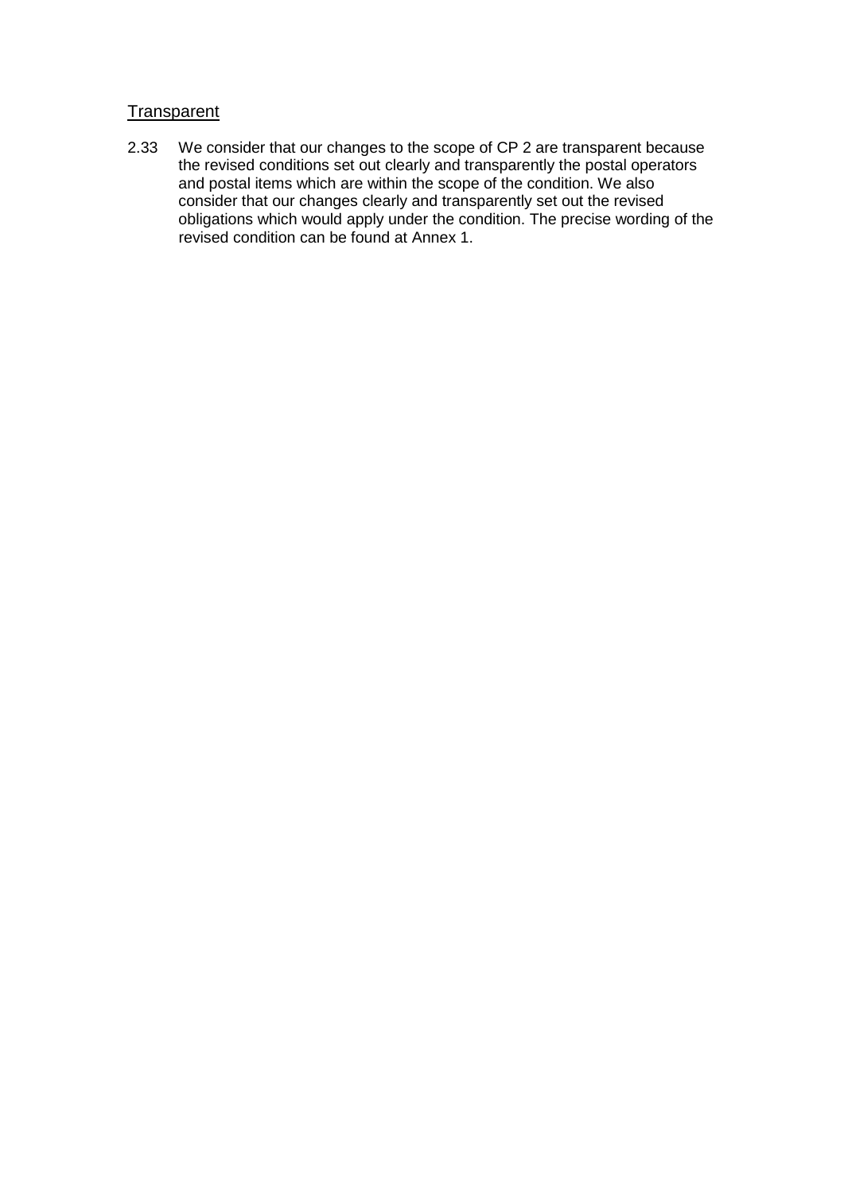Transparent

2.33 We consider that our changes to the scope of CP 2 are transparent because the revised conditions set out clearly and transparently the postal operators and postal items which are within the scope of the condition. We also consider that our changes clearly and transparently set out the revised obligations which would apply under the condition. The precise wording of the revised condition can be found at Annex 1.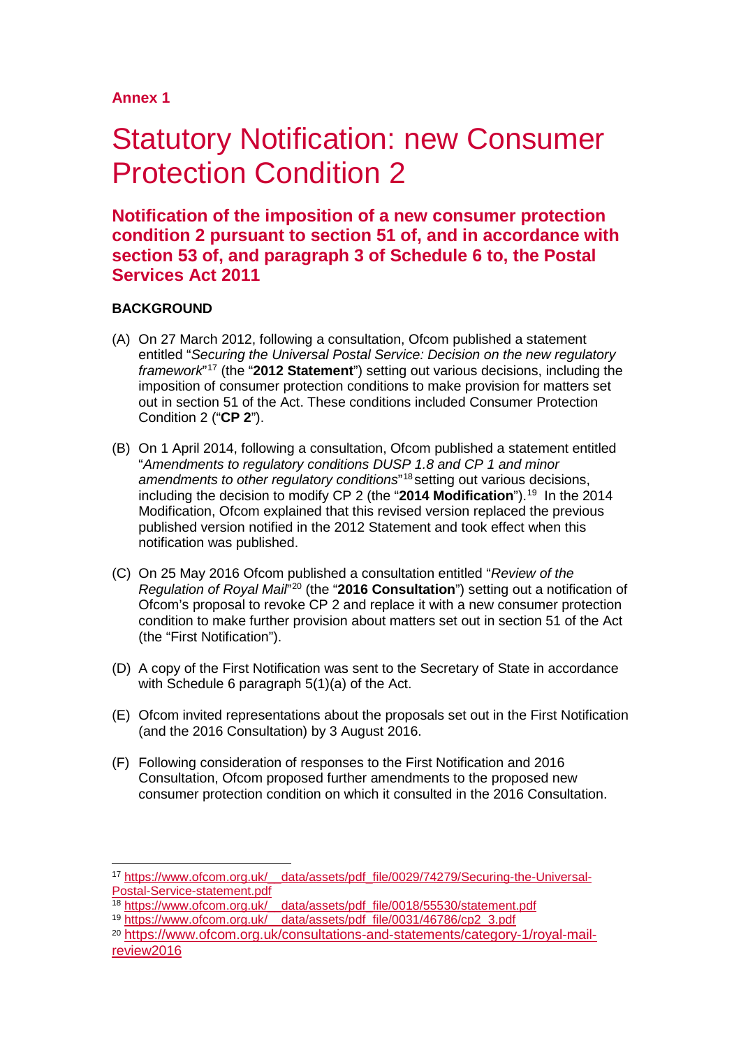**Annex 1**

# Statutory Notification: new Consumer Protection Condition 2

## Notification of the imposition of a new consumer protection condition 2 pursuant to section 51 of, and in accordance with section 53 of, and paragraph 3 of Schedule 6 to, the Postal Services Act 2011

**BACKGROUND**

(A) On 27 March 2012, following a consultation, Ofcom published a statement entitled "*Securing the Universal Postal Service: Decision on the new regulatory framework*"[17] (the "**2012 Statement**") setting out various decisions, including the imposition of consumer protection conditions to make provision for matters set out in section 51 of the Act. These conditions included Consumer Protection Condition 2 ("**CP 2**").

(B) On 1 April 2014, following a consultation, Ofcom published a statement entitled "*Amendments to regulatory conditions DUSP 1.8 and CP 1 and minor amendments to other regulatory conditions*"[18] setting out various decisions, including the decision to modify CP 2 (the "**2014 Modification**").[19] In the 2014 Modification, Ofcom explained that this revised version replaced the previous published version notified in the 2012 Statement and took effect when this notification was published.

(C) On 25 May 2016 Ofcom published a consultation entitled "*Review of the Regulation of Royal Mail*"[20] (the "**2016 Consultation**") setting out a notification of Ofcom's proposal to revoke CP 2 and replace it with a new consumer protection condition to make further provision about matters set out in section 51 of the Act (the "First Notification").

(D) A copy of the First Notification was sent to the Secretary of State in accordance with Schedule 6 paragraph 5(1)(a) of the Act.

(E) Ofcom invited representations about the proposals set out in the First Notification (and the 2016 Consultation) by 3 August 2016.

(F) Following consideration of responses to the First Notification and 2016 Consultation, Ofcom proposed further amendments to the proposed new consumer protection condition on which it consulted in the 2016 Consultation.

---

[17] https://www.ofcom.org.uk/__data/assets/pdf_file/0029/74279/Securing-the-Universal-Postal-Service-statement.pdf

[18] https://www.ofcom.org.uk/__data/assets/pdf_file/0018/55530/statement.pdf

[19] https://www.ofcom.org.uk/__data/assets/pdf_file/0031/46786/cp2_3.pdf

[20] https://www.ofcom.org.uk/consultations-and-statements/category-1/royal-mail-review2016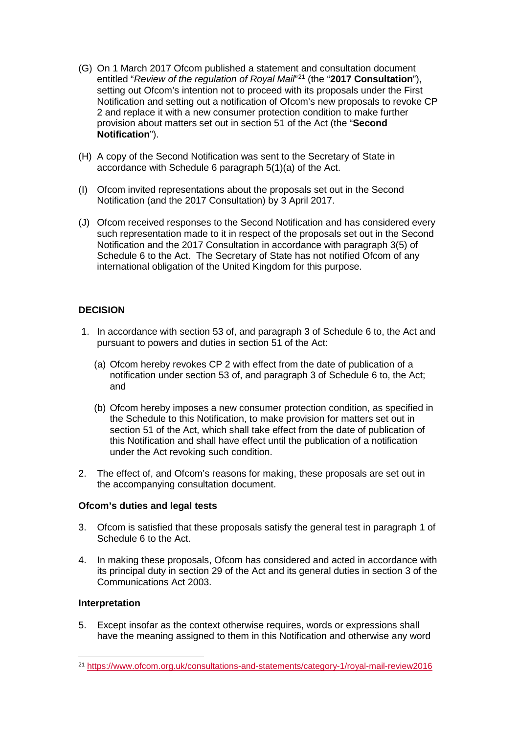(G) On 1 March 2017 Ofcom published a statement and consultation document entitled "*Review of the regulation of Royal Mail*"[21] (the "**2017 Consultation**"), setting out Ofcom's intention not to proceed with its proposals under the First Notification and setting out a notification of Ofcom's new proposals to revoke CP 2 and replace it with a new consumer protection condition to make further provision about matters set out in section 51 of the Act (the "**Second Notification**").

(H) A copy of the Second Notification was sent to the Secretary of State in accordance with Schedule 6 paragraph 5(1)(a) of the Act.

(I) Ofcom invited representations about the proposals set out in the Second Notification (and the 2017 Consultation) by 3 April 2017.

(J) Ofcom received responses to the Second Notification and has considered every such representation made to it in respect of the proposals set out in the Second Notification and the 2017 Consultation in accordance with paragraph 3(5) of Schedule 6 to the Act. The Secretary of State has not notified Ofcom of any international obligation of the United Kingdom for this purpose.

**DECISION**

1. In accordance with section 53 of, and paragraph 3 of Schedule 6 to, the Act and pursuant to powers and duties in section 51 of the Act:

   (a) Ofcom hereby revokes CP 2 with effect from the date of publication of a notification under section 53 of, and paragraph 3 of Schedule 6 to, the Act; and

   (b) Ofcom hereby imposes a new consumer protection condition, as specified in the Schedule to this Notification, to make provision for matters set out in section 51 of the Act, which shall take effect from the date of publication of this Notification and shall have effect until the publication of a notification under the Act revoking such condition.

2. The effect of, and Ofcom's reasons for making, these proposals are set out in the accompanying consultation document.

**Ofcom's duties and legal tests**

3. Ofcom is satisfied that these proposals satisfy the general test in paragraph 1 of Schedule 6 to the Act.

4. In making these proposals, Ofcom has considered and acted in accordance with its principal duty in section 29 of the Act and its general duties in section 3 of the Communications Act 2003.

**Interpretation**

5. Except insofar as the context otherwise requires, words or expressions shall have the meaning assigned to them in this Notification and otherwise any word

[21] https://www.ofcom.org.uk/consultations-and-statements/category-1/royal-mail-review2016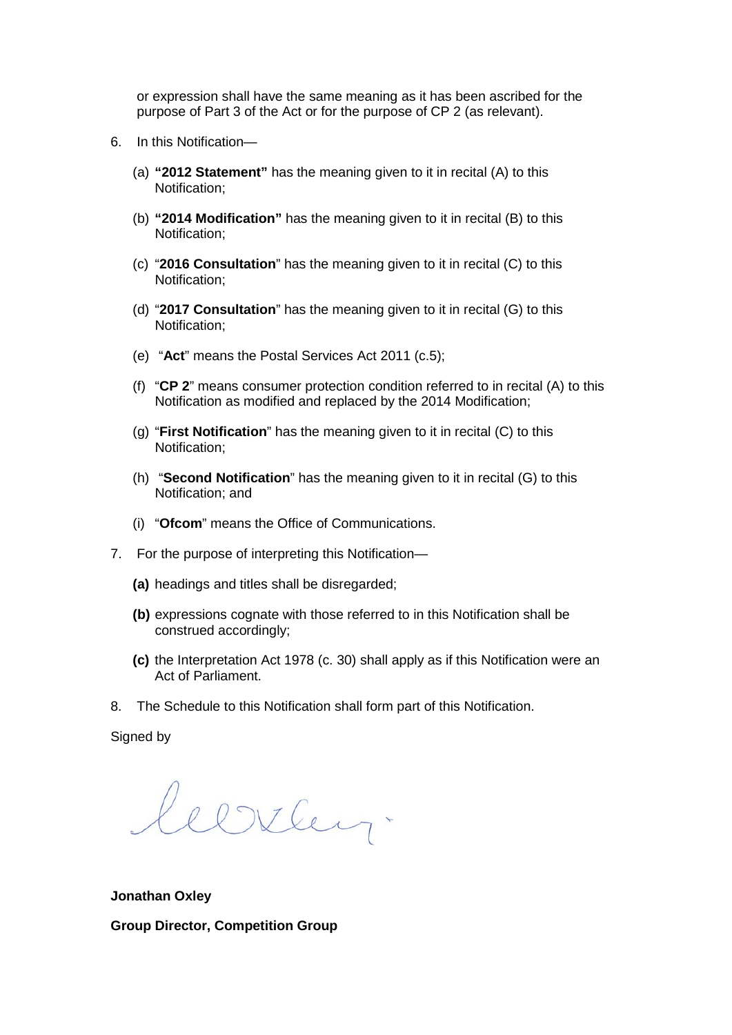or expression shall have the same meaning as it has been ascribed for the purpose of Part 3 of the Act or for the purpose of CP 2 (as relevant).

6. In this Notification—

   (a) **"2012 Statement"** has the meaning given to it in recital (A) to this Notification;

   (b) **"2014 Modification"** has the meaning given to it in recital (B) to this Notification;

   (c) "**2016 Consultation**" has the meaning given to it in recital (C) to this Notification;

   (d) "**2017 Consultation**" has the meaning given to it in recital (G) to this Notification;

   (e) "**Act**" means the Postal Services Act 2011 (c.5);

   (f) "**CP 2**" means consumer protection condition referred to in recital (A) to this Notification as modified and replaced by the 2014 Modification;

   (g) "**First Notification**" has the meaning given to it in recital (C) to this Notification;

   (h) "**Second Notification**" has the meaning given to it in recital (G) to this Notification; and

   (i) "**Ofcom**" means the Office of Communications.

7. For the purpose of interpreting this Notification—

   **(a)** headings and titles shall be disregarded;

   **(b)** expressions cognate with those referred to in this Notification shall be construed accordingly;

   **(c)** the Interpretation Act 1978 (c. 30) shall apply as if this Notification were an Act of Parliament.

8. The Schedule to this Notification shall form part of this Notification.

Signed by

**Jonathan Oxley**

**Group Director, Competition Group**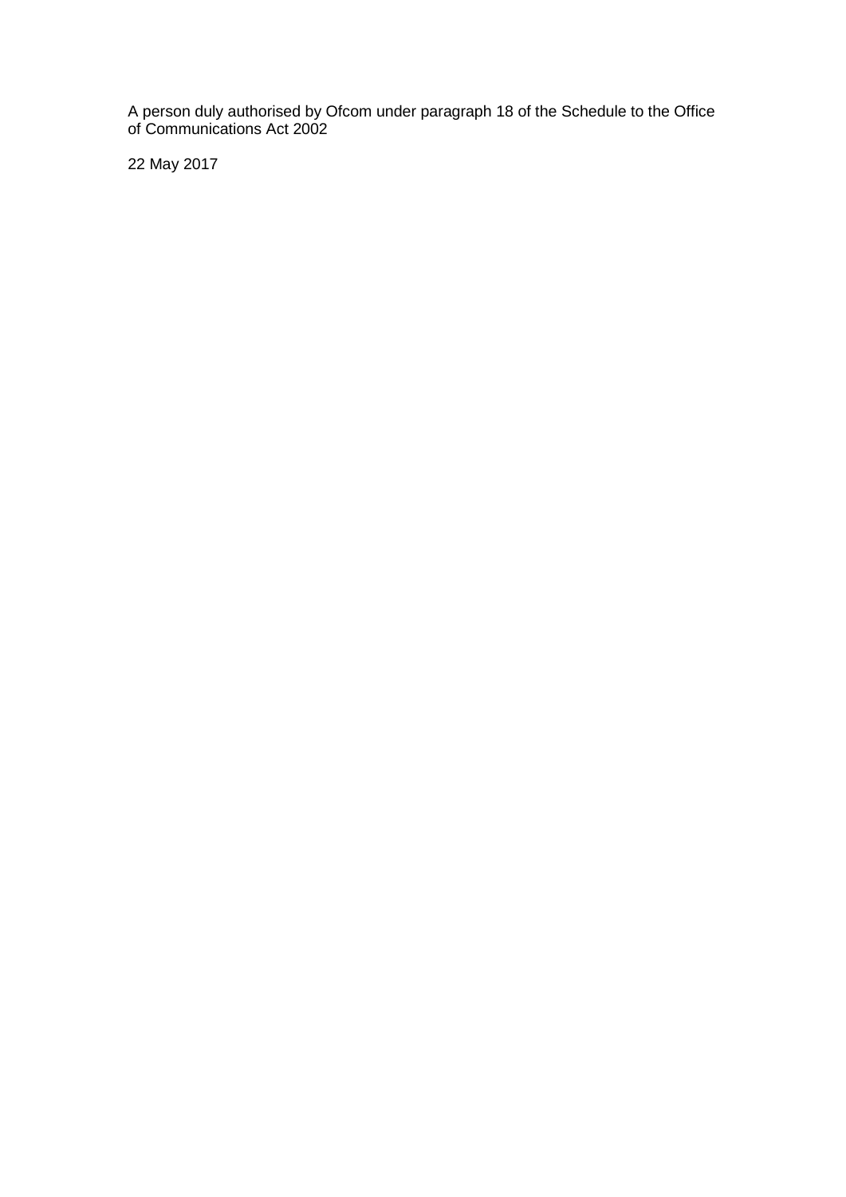A person duly authorised by Ofcom under paragraph 18 of the Schedule to the Office of Communications Act 2002

22 May 2017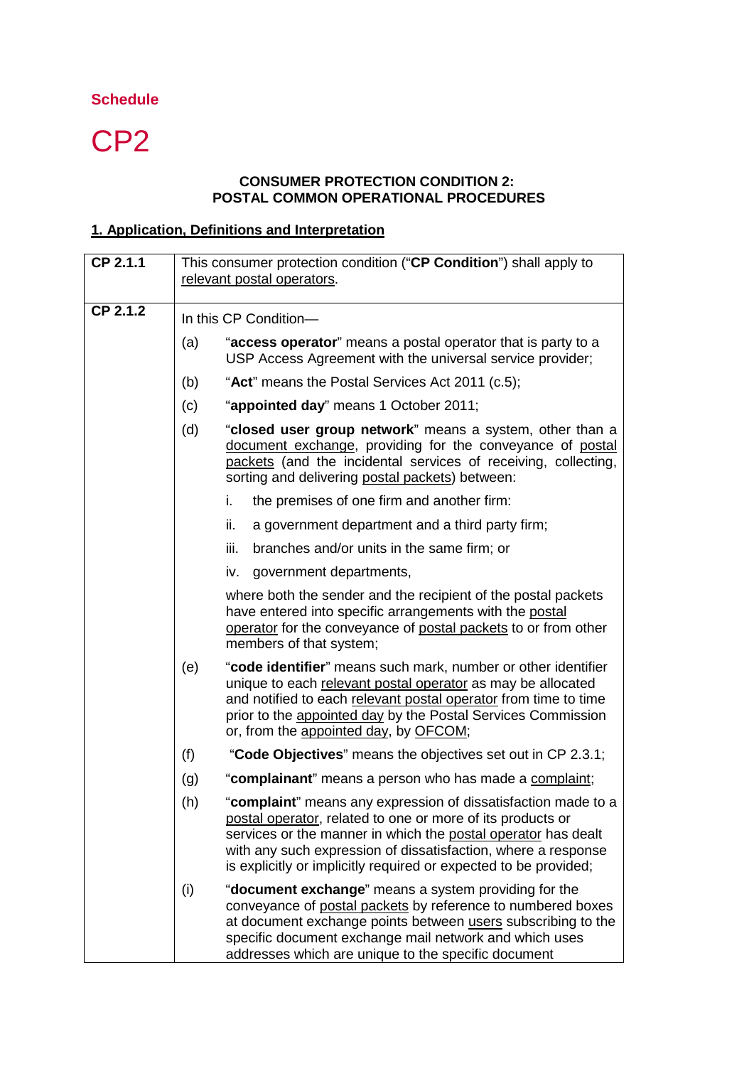**Schedule**

# CP2

**CONSUMER PROTECTION CONDITION 2:**
**POSTAL COMMON OPERATIONAL PROCEDURES**

## 1. Application, Definitions and Interpretation

| | |
|---|---|
| **CP 2.1.1** | This consumer protection condition ("**CP Condition**") shall apply to relevant postal operators. |
| **CP 2.1.2** | In this CP Condition— |
| | (a) "**access operator**" means a postal operator that is party to a USP Access Agreement with the universal service provider; |
| | (b) "**Act**" means the Postal Services Act 2011 (c.5); |
| | (c) "**appointed day**" means 1 October 2011; |
| | (d) "**closed user group network**" means a system, other than a document exchange, providing for the conveyance of postal packets (and the incidental services of receiving, collecting, sorting and delivering postal packets) between: i. the premises of one firm and another firm: ii. a government department and a third party firm; iii. branches and/or units in the same firm; or iv. government departments, where both the sender and the recipient of the postal packets have entered into specific arrangements with the postal operator for the conveyance of postal packets to or from other members of that system; |
| | (e) "**code identifier**" means such mark, number or other identifier unique to each relevant postal operator as may be allocated and notified to each relevant postal operator from time to time prior to the appointed day by the Postal Services Commission or, from the appointed day, by OFCOM; |
| | (f) "**Code Objectives**" means the objectives set out in CP 2.3.1; |
| | (g) "**complainant**" means a person who has made a complaint; |
| | (h) "**complaint**" means any expression of dissatisfaction made to a postal operator, related to one or more of its products or services or the manner in which the postal operator has dealt with any such expression of dissatisfaction, where a response is explicitly or implicitly required or expected to be provided; |
| | (i) "**document exchange**" means a system providing for the conveyance of postal packets by reference to numbered boxes at document exchange points between users subscribing to the specific document exchange mail network and which uses addresses which are unique to the specific document |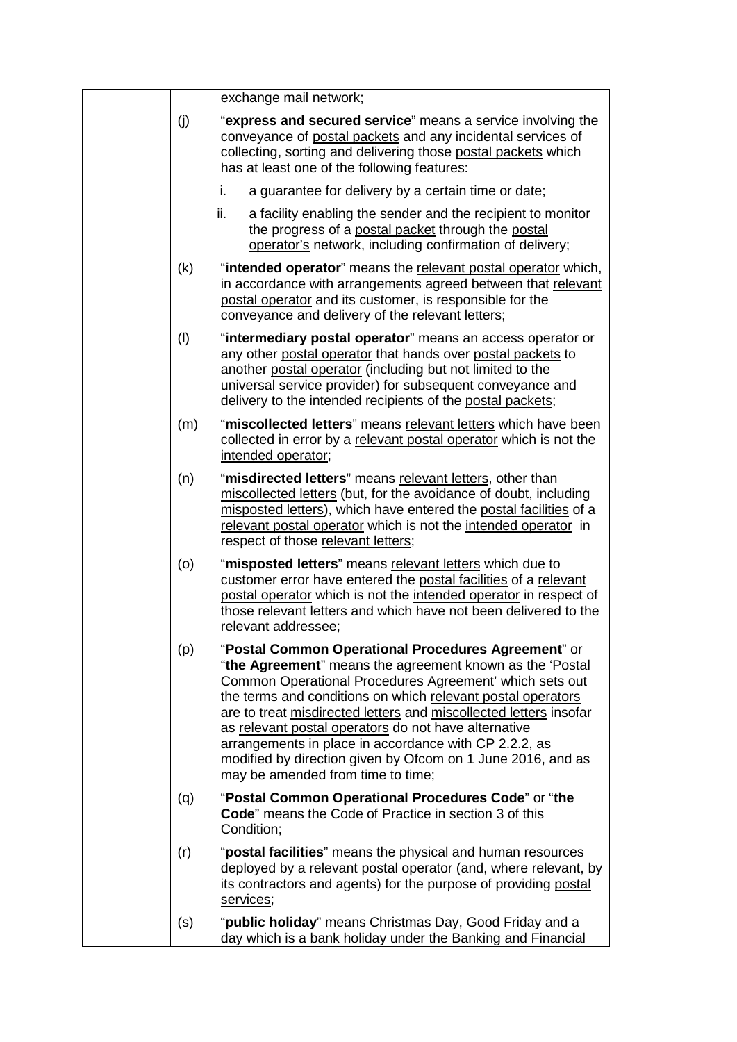exchange mail network;

(j) "**express and secured service**" means a service involving the conveyance of postal packets and any incidental services of collecting, sorting and delivering those postal packets which has at least one of the following features:

   i. a guarantee for delivery by a certain time or date;

   ii. a facility enabling the sender and the recipient to monitor the progress of a postal packet through the postal operator's network, including confirmation of delivery;

(k) "**intended operator**" means the relevant postal operator which, in accordance with arrangements agreed between that relevant postal operator and its customer, is responsible for the conveyance and delivery of the relevant letters;

(l) "**intermediary postal operator**" means an access operator or any other postal operator that hands over postal packets to another postal operator (including but not limited to the universal service provider) for subsequent conveyance and delivery to the intended recipients of the postal packets;

(m) "**miscollected letters**" means relevant letters which have been collected in error by a relevant postal operator which is not the intended operator;

(n) "**misdirected letters**" means relevant letters, other than miscollected letters (but, for the avoidance of doubt, including misposted letters), which have entered the postal facilities of a relevant postal operator which is not the intended operator in respect of those relevant letters;

(o) "**misposted letters**" means relevant letters which due to customer error have entered the postal facilities of a relevant postal operator which is not the intended operator in respect of those relevant letters and which have not been delivered to the relevant addressee;

(p) "**Postal Common Operational Procedures Agreement**" or "**the Agreement**" means the agreement known as the 'Postal Common Operational Procedures Agreement' which sets out the terms and conditions on which relevant postal operators are to treat misdirected letters and miscollected letters insofar as relevant postal operators do not have alternative arrangements in place in accordance with CP 2.2.2, as modified by direction given by Ofcom on 1 June 2016, and as may be amended from time to time;

(q) "**Postal Common Operational Procedures Code**" or "**the Code**" means the Code of Practice in section 3 of this Condition;

(r) "**postal facilities**" means the physical and human resources deployed by a relevant postal operator (and, where relevant, by its contractors and agents) for the purpose of providing postal services;

(s) "**public holiday**" means Christmas Day, Good Friday and a day which is a bank holiday under the Banking and Financial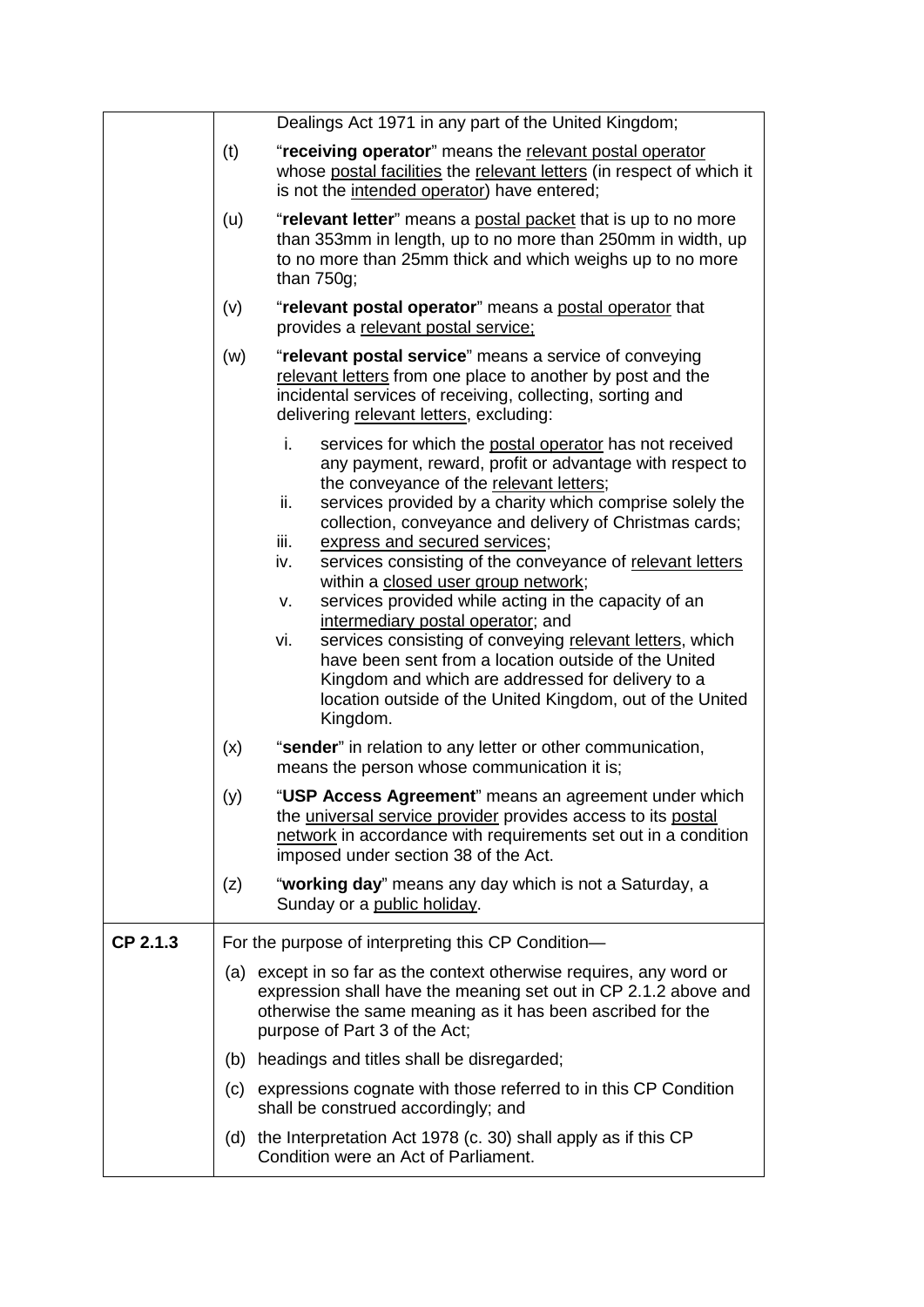| | |
|---|---|
| | Dealings Act 1971 in any part of the United Kingdom;<br><br>(t) "**receiving operator**" means the relevant postal operator whose postal facilities the relevant letters (in respect of which it is not the intended operator) have entered;<br><br>(u) "**relevant letter**" means a postal packet that is up to no more than 353mm in length, up to no more than 250mm in width, up to no more than 25mm thick and which weighs up to no more than 750g;<br><br>(v) "**relevant postal operator**" means a postal operator that provides a relevant postal service;<br><br>(w) "**relevant postal service**" means a service of conveying relevant letters from one place to another by post and the incidental services of receiving, collecting, sorting and delivering relevant letters, excluding:<br><br>i. services for which the postal operator has not received any payment, reward, profit or advantage with respect to the conveyance of the relevant letters;<br>ii. services provided by a charity which comprise solely the collection, conveyance and delivery of Christmas cards;<br>iii. express and secured services;<br>iv. services consisting of the conveyance of relevant letters within a closed user group network;<br>v. services provided while acting in the capacity of an intermediary postal operator; and<br>vi. services consisting of conveying relevant letters, which have been sent from a location outside of the United Kingdom and which are addressed for delivery to a location outside of the United Kingdom, out of the United Kingdom.<br><br>(x) "**sender**" in relation to any letter or other communication, means the person whose communication it is;<br><br>(y) "**USP Access Agreement**" means an agreement under which the universal service provider provides access to its postal network in accordance with requirements set out in a condition imposed under section 38 of the Act.<br><br>(z) "**working day**" means any day which is not a Saturday, a Sunday or a public holiday. |
| **CP 2.1.3** | For the purpose of interpreting this CP Condition—<br><br>(a) except in so far as the context otherwise requires, any word or expression shall have the meaning set out in CP 2.1.2 above and otherwise the same meaning as it has been ascribed for the purpose of Part 3 of the Act;<br><br>(b) headings and titles shall be disregarded;<br><br>(c) expressions cognate with those referred to in this CP Condition shall be construed accordingly; and<br><br>(d) the Interpretation Act 1978 (c. 30) shall apply as if this CP Condition were an Act of Parliament. |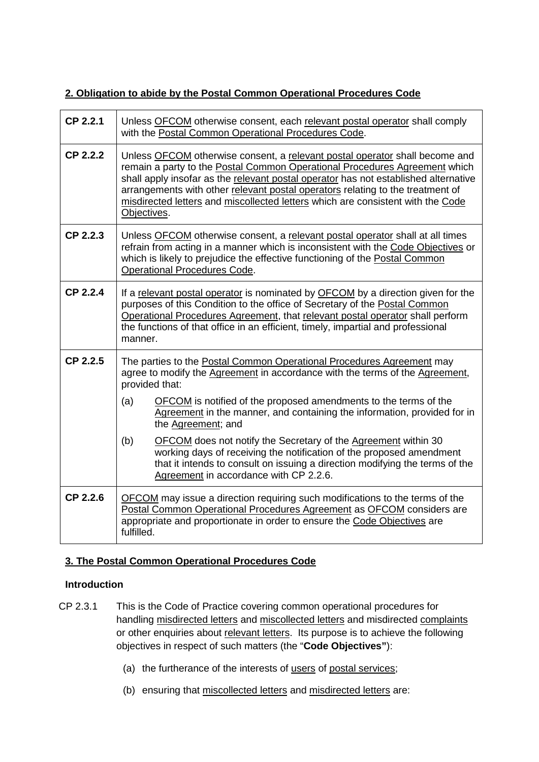## 2. Obligation to abide by the Postal Common Operational Procedures Code

| | |
|---|---|
| **CP 2.2.1** | Unless OFCOM otherwise consent, each relevant postal operator shall comply with the Postal Common Operational Procedures Code. |
| **CP 2.2.2** | Unless OFCOM otherwise consent, a relevant postal operator shall become and remain a party to the Postal Common Operational Procedures Agreement which shall apply insofar as the relevant postal operator has not established alternative arrangements with other relevant postal operators relating to the treatment of misdirected letters and miscollected letters which are consistent with the Code Objectives. |
| **CP 2.2.3** | Unless OFCOM otherwise consent, a relevant postal operator shall at all times refrain from acting in a manner which is inconsistent with the Code Objectives or which is likely to prejudice the effective functioning of the Postal Common Operational Procedures Code. |
| **CP 2.2.4** | If a relevant postal operator is nominated by OFCOM by a direction given for the purposes of this Condition to the office of Secretary of the Postal Common Operational Procedures Agreement, that relevant postal operator shall perform the functions of that office in an efficient, timely, impartial and professional manner. |
| **CP 2.2.5** | The parties to the Postal Common Operational Procedures Agreement may agree to modify the Agreement in accordance with the terms of the Agreement, provided that: (a) OFCOM is notified of the proposed amendments to the terms of the Agreement in the manner, and containing the information, provided for in the Agreement; and (b) OFCOM does not notify the Secretary of the Agreement within 30 working days of receiving the notification of the proposed amendment that it intends to consult on issuing a direction modifying the terms of the Agreement in accordance with CP 2.2.6. |
| **CP 2.2.6** | OFCOM may issue a direction requiring such modifications to the terms of the Postal Common Operational Procedures Agreement as OFCOM considers are appropriate and proportionate in order to ensure the Code Objectives are fulfilled. |

## 3. The Postal Common Operational Procedures Code

### Introduction

CP 2.3.1 This is the Code of Practice covering common operational procedures for handling misdirected letters and miscollected letters and misdirected complaints or other enquiries about relevant letters. Its purpose is to achieve the following objectives in respect of such matters (the "**Code Objectives"**):

(a) the furtherance of the interests of users of postal services;

(b) ensuring that miscollected letters and misdirected letters are: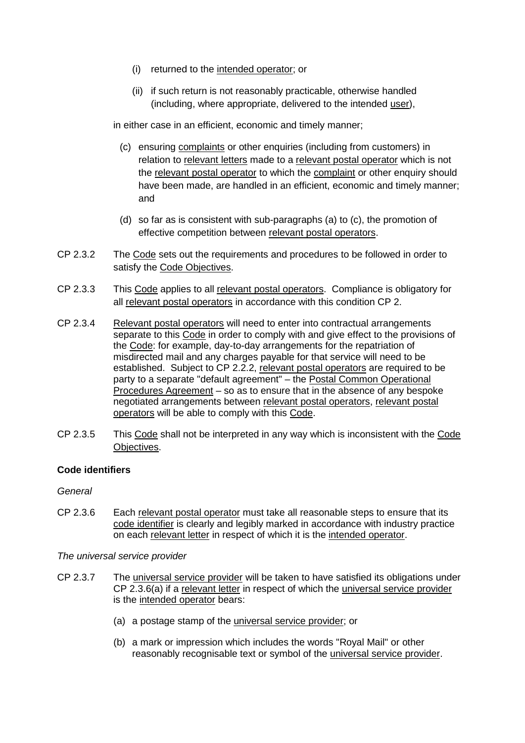(i) returned to the intended operator; or

(ii) if such return is not reasonably practicable, otherwise handled (including, where appropriate, delivered to the intended user),

in either case in an efficient, economic and timely manner;

(c) ensuring complaints or other enquiries (including from customers) in relation to relevant letters made to a relevant postal operator which is not the relevant postal operator to which the complaint or other enquiry should have been made, are handled in an efficient, economic and timely manner; and

(d) so far as is consistent with sub-paragraphs (a) to (c), the promotion of effective competition between relevant postal operators.

CP 2.3.2 The Code sets out the requirements and procedures to be followed in order to satisfy the Code Objectives.

CP 2.3.3 This Code applies to all relevant postal operators. Compliance is obligatory for all relevant postal operators in accordance with this condition CP 2.

CP 2.3.4 Relevant postal operators will need to enter into contractual arrangements separate to this Code in order to comply with and give effect to the provisions of the Code: for example, day-to-day arrangements for the repatriation of misdirected mail and any charges payable for that service will need to be established. Subject to CP 2.2.2, relevant postal operators are required to be party to a separate "default agreement" – the Postal Common Operational Procedures Agreement – so as to ensure that in the absence of any bespoke negotiated arrangements between relevant postal operators, relevant postal operators will be able to comply with this Code.

CP 2.3.5 This Code shall not be interpreted in any way which is inconsistent with the Code Objectives.

**Code identifiers**

*General*

CP 2.3.6 Each relevant postal operator must take all reasonable steps to ensure that its code identifier is clearly and legibly marked in accordance with industry practice on each relevant letter in respect of which it is the intended operator.

*The universal service provider*

CP 2.3.7 The universal service provider will be taken to have satisfied its obligations under CP 2.3.6(a) if a relevant letter in respect of which the universal service provider is the intended operator bears:

(a) a postage stamp of the universal service provider; or

(b) a mark or impression which includes the words "Royal Mail" or other reasonably recognisable text or symbol of the universal service provider.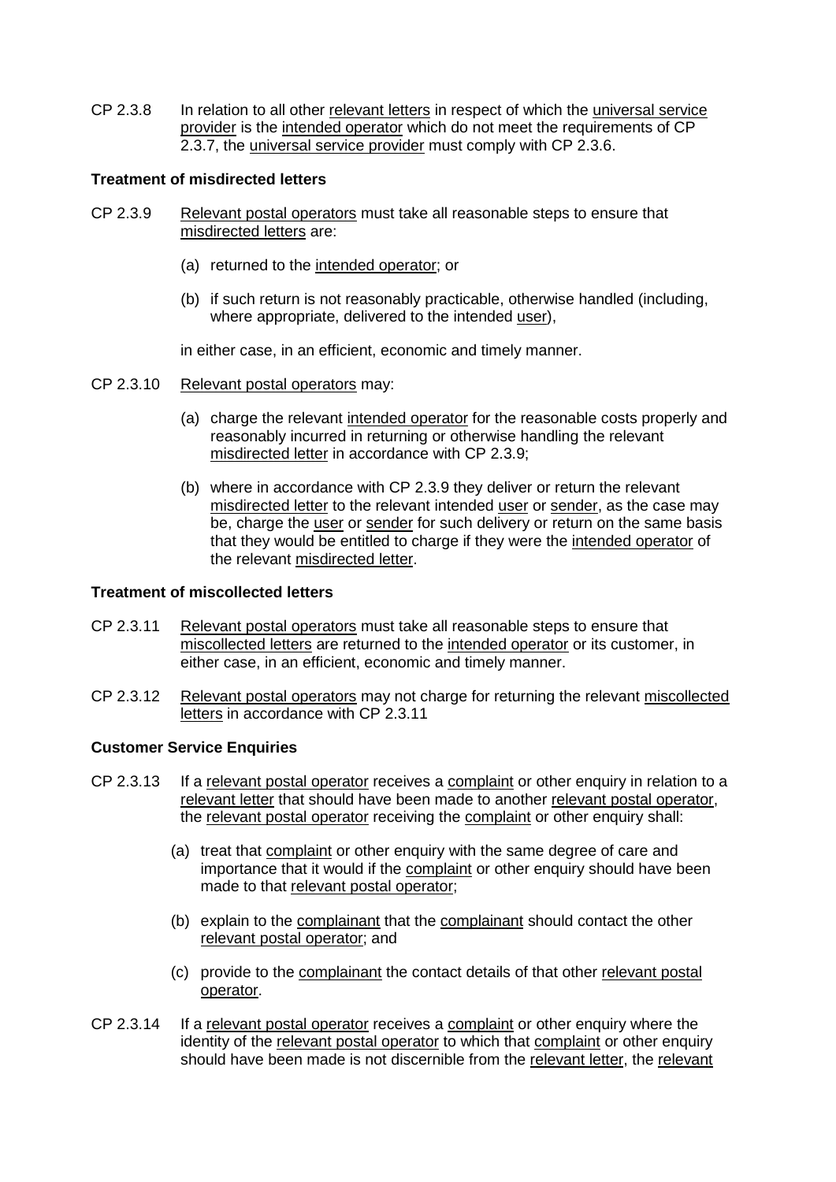CP 2.3.8 In relation to all other relevant letters in respect of which the universal service provider is the intended operator which do not meet the requirements of CP 2.3.7, the universal service provider must comply with CP 2.3.6.

**Treatment of misdirected letters**

CP 2.3.9 Relevant postal operators must take all reasonable steps to ensure that misdirected letters are:

(a) returned to the intended operator; or

(b) if such return is not reasonably practicable, otherwise handled (including, where appropriate, delivered to the intended user),

in either case, in an efficient, economic and timely manner.

CP 2.3.10 Relevant postal operators may:

(a) charge the relevant intended operator for the reasonable costs properly and reasonably incurred in returning or otherwise handling the relevant misdirected letter in accordance with CP 2.3.9;

(b) where in accordance with CP 2.3.9 they deliver or return the relevant misdirected letter to the relevant intended user or sender, as the case may be, charge the user or sender for such delivery or return on the same basis that they would be entitled to charge if they were the intended operator of the relevant misdirected letter.

**Treatment of miscollected letters**

CP 2.3.11 Relevant postal operators must take all reasonable steps to ensure that miscollected letters are returned to the intended operator or its customer, in either case, in an efficient, economic and timely manner.

CP 2.3.12 Relevant postal operators may not charge for returning the relevant miscollected letters in accordance with CP 2.3.11

**Customer Service Enquiries**

CP 2.3.13 If a relevant postal operator receives a complaint or other enquiry in relation to a relevant letter that should have been made to another relevant postal operator, the relevant postal operator receiving the complaint or other enquiry shall:

(a) treat that complaint or other enquiry with the same degree of care and importance that it would if the complaint or other enquiry should have been made to that relevant postal operator;

(b) explain to the complainant that the complainant should contact the other relevant postal operator; and

(c) provide to the complainant the contact details of that other relevant postal operator.

CP 2.3.14 If a relevant postal operator receives a complaint or other enquiry where the identity of the relevant postal operator to which that complaint or other enquiry should have been made is not discernible from the relevant letter, the relevant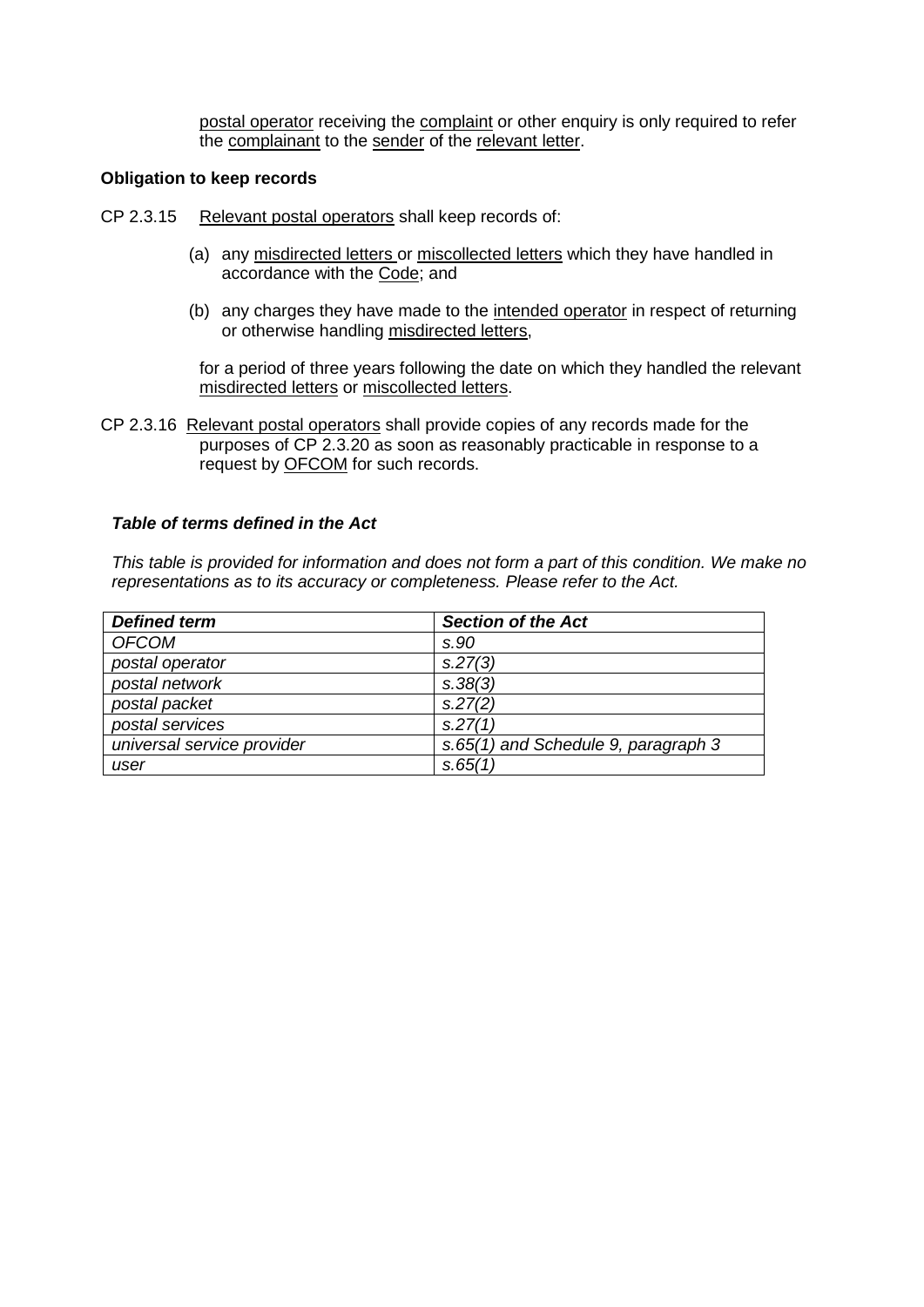postal operator receiving the complaint or other enquiry is only required to refer the complainant to the sender of the relevant letter.

**Obligation to keep records**

CP 2.3.15 Relevant postal operators shall keep records of:

(a) any misdirected letters or miscollected letters which they have handled in accordance with the Code; and

(b) any charges they have made to the intended operator in respect of returning or otherwise handling misdirected letters,

for a period of three years following the date on which they handled the relevant misdirected letters or miscollected letters.

CP 2.3.16 Relevant postal operators shall provide copies of any records made for the purposes of CP 2.3.20 as soon as reasonably practicable in response to a request by OFCOM for such records.

***Table of terms defined in the Act***

*This table is provided for information and does not form a part of this condition. We make no representations as to its accuracy or completeness. Please refer to the Act.*

| ***Defined term*** | ***Section of the Act*** |
|---|---|
| *OFCOM* | *s.90* |
| *postal operator* | *s.27(3)* |
| *postal network* | *s.38(3)* |
| *postal packet* | *s.27(2)* |
| *postal services* | *s.27(1)* |
| *universal service provider* | *s.65(1) and Schedule 9, paragraph 3* |
| *user* | *s.65(1)* |